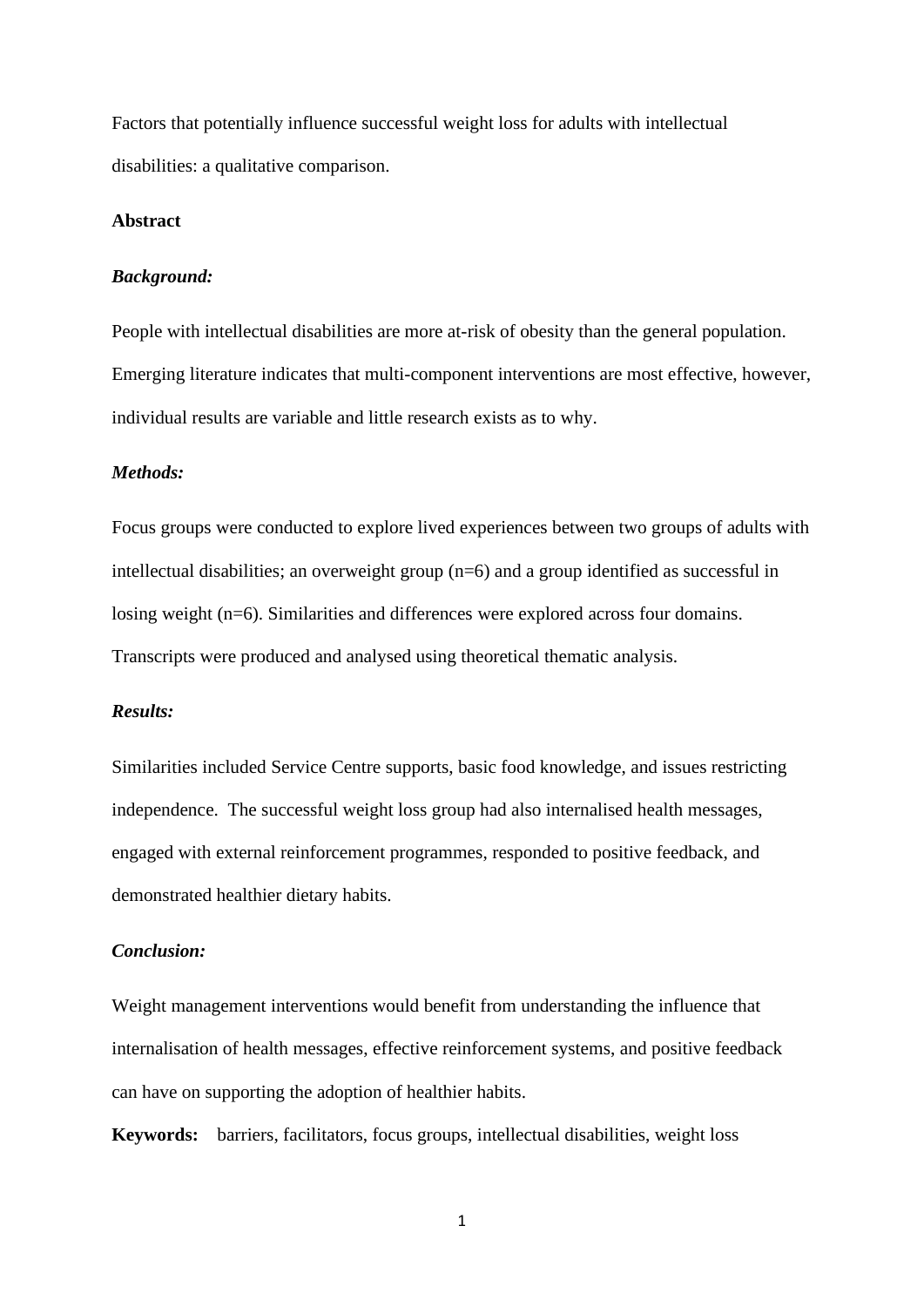# Factors that potentially influence successful weight loss for adults with intellectual disabilities: a qualitative comparison.

## Abstract

### *Background:*

People with intellectual disabilities are more at-risk of obesity than the general population. Emerging literature indicates that multi-component interventions are most effective, however, individual results are variable and little research exists as to why.

### *Methods:*

Focus groups were conducted to explore lived experiences between two groups of adults with intellectual disabilities; an overweight group (n=6) and a group identified as successful in losing weight (n=6). Similarities and differences were explored across four domains. Transcripts were produced and analysed using theoretical thematic analysis.

### *Results:*

Similarities included Service Centre supports, basic food knowledge, and issues restricting independence. The successful weight loss group had also internalised health messages, engaged with external reinforcement programmes, responded to positive feedback, and demonstrated healthier dietary habits.

### *Conclusion:*

Weight management interventions would benefit from understanding the influence that internalisation of health messages, effective reinforcement systems, and positive feedback can have on supporting the adoption of healthier habits.

**Keywords:** barriers, facilitators, focus groups, intellectual disabilities, weight loss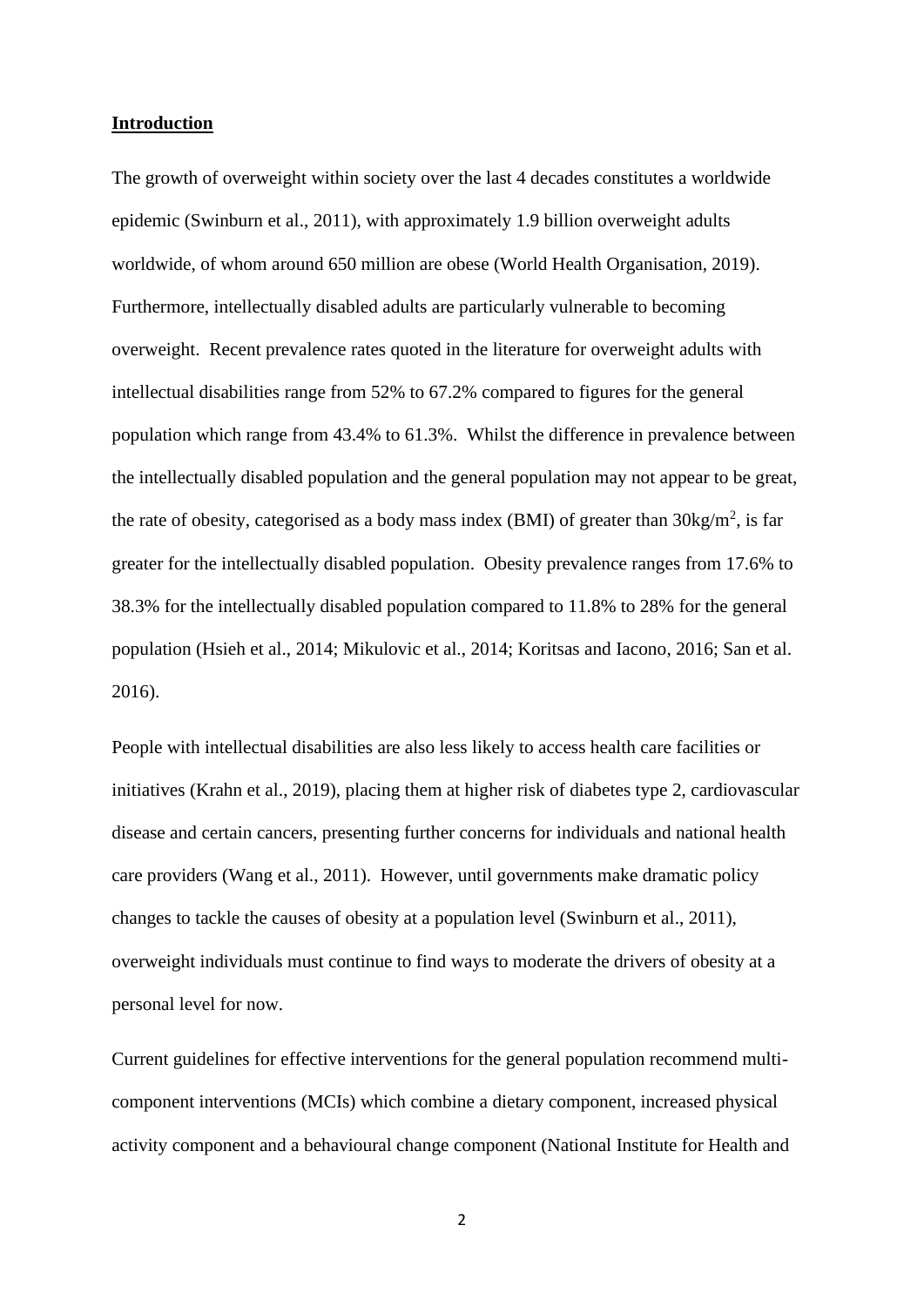## Introduction

The growth of overweight within society over the last 4 decades constitutes a worldwide epidemic (Swinburn et al., 2011), with approximately 1.9 billion overweight adults worldwide, of whom around 650 million are obese (World Health Organisation, 2019). Furthermore, intellectually disabled adults are particularly vulnerable to becoming overweight. Recent prevalence rates quoted in the literature for overweight adults with intellectual disabilities range from 52% to 67.2% compared to figures for the general population which range from 43.4% to 61.3%. Whilst the difference in prevalence between the intellectually disabled population and the general population may not appear to be great, the rate of obesity, categorised as a body mass index (BMI) of greater than $30kg/m^2$, is far greater for the intellectually disabled population. Obesity prevalence ranges from 17.6% to 38.3% for the intellectually disabled population compared to 11.8% to 28% for the general population (Hsieh et al., 2014; Mikulovic et al., 2014; Koritsas and Iacono, 2016; San et al. 2016).

People with intellectual disabilities are also less likely to access health care facilities or initiatives (Krahn et al., 2019), placing them at higher risk of diabetes type 2, cardiovascular disease and certain cancers, presenting further concerns for individuals and national health care providers (Wang et al., 2011). However, until governments make dramatic policy changes to tackle the causes of obesity at a population level (Swinburn et al., 2011), overweight individuals must continue to find ways to moderate the drivers of obesity at a personal level for now.

Current guidelines for effective interventions for the general population recommend multi-component interventions (MCIs) which combine a dietary component, increased physical activity component and a behavioural change component (National Institute for Health and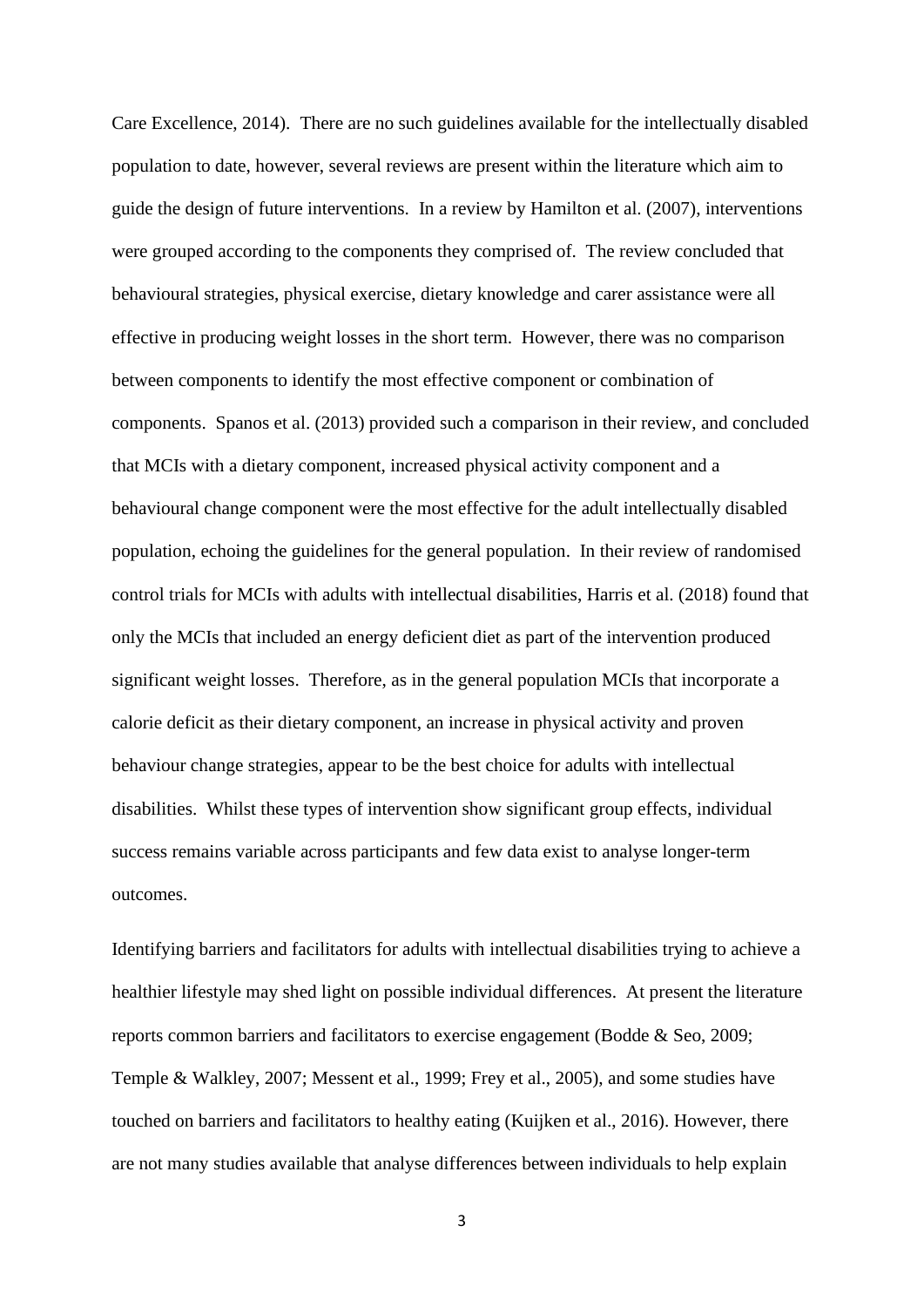Care Excellence, 2014). There are no such guidelines available for the intellectually disabled population to date, however, several reviews are present within the literature which aim to guide the design of future interventions. In a review by Hamilton et al. (2007), interventions were grouped according to the components they comprised of. The review concluded that behavioural strategies, physical exercise, dietary knowledge and carer assistance were all effective in producing weight losses in the short term. However, there was no comparison between components to identify the most effective component or combination of components. Spanos et al. (2013) provided such a comparison in their review, and concluded that MCIs with a dietary component, increased physical activity component and a behavioural change component were the most effective for the adult intellectually disabled population, echoing the guidelines for the general population. In their review of randomised control trials for MCIs with adults with intellectual disabilities, Harris et al. (2018) found that only the MCIs that included an energy deficient diet as part of the intervention produced significant weight losses. Therefore, as in the general population MCIs that incorporate a calorie deficit as their dietary component, an increase in physical activity and proven behaviour change strategies, appear to be the best choice for adults with intellectual disabilities. Whilst these types of intervention show significant group effects, individual success remains variable across participants and few data exist to analyse longer-term outcomes.

Identifying barriers and facilitators for adults with intellectual disabilities trying to achieve a healthier lifestyle may shed light on possible individual differences. At present the literature reports common barriers and facilitators to exercise engagement (Bodde & Seo, 2009; Temple & Walkley, 2007; Messent et al., 1999; Frey et al., 2005), and some studies have touched on barriers and facilitators to healthy eating (Kuijken et al., 2016). However, there are not many studies available that analyse differences between individuals to help explain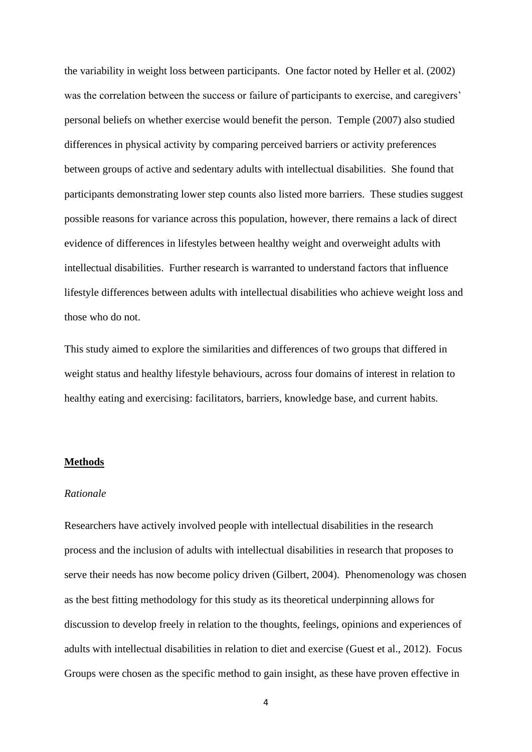the variability in weight loss between participants. One factor noted by Heller et al. (2002) was the correlation between the success or failure of participants to exercise, and caregivers' personal beliefs on whether exercise would benefit the person. Temple (2007) also studied differences in physical activity by comparing perceived barriers or activity preferences between groups of active and sedentary adults with intellectual disabilities. She found that participants demonstrating lower step counts also listed more barriers. These studies suggest possible reasons for variance across this population, however, there remains a lack of direct evidence of differences in lifestyles between healthy weight and overweight adults with intellectual disabilities. Further research is warranted to understand factors that influence lifestyle differences between adults with intellectual disabilities who achieve weight loss and those who do not.

This study aimed to explore the similarities and differences of two groups that differed in weight status and healthy lifestyle behaviours, across four domains of interest in relation to healthy eating and exercising: facilitators, barriers, knowledge base, and current habits.

## **Methods**

### *Rationale*

Researchers have actively involved people with intellectual disabilities in the research process and the inclusion of adults with intellectual disabilities in research that proposes to serve their needs has now become policy driven (Gilbert, 2004). Phenomenology was chosen as the best fitting methodology for this study as its theoretical underpinning allows for discussion to develop freely in relation to the thoughts, feelings, opinions and experiences of adults with intellectual disabilities in relation to diet and exercise (Guest et al., 2012). Focus Groups were chosen as the specific method to gain insight, as these have proven effective in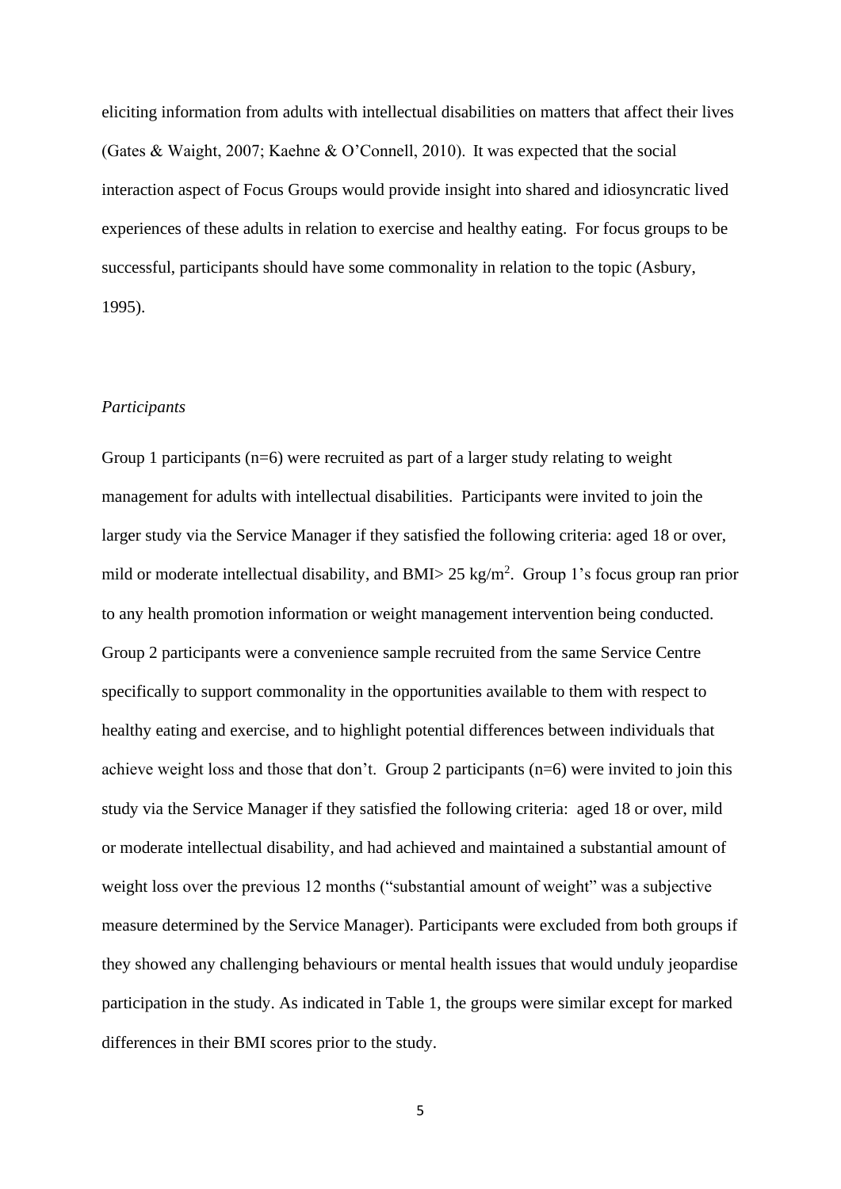eliciting information from adults with intellectual disabilities on matters that affect their lives (Gates & Waight, 2007; Kaehne & O'Connell, 2010). It was expected that the social interaction aspect of Focus Groups would provide insight into shared and idiosyncratic lived experiences of these adults in relation to exercise and healthy eating. For focus groups to be successful, participants should have some commonality in relation to the topic (Asbury, 1995).

*Participants*

Group 1 participants (n=6) were recruited as part of a larger study relating to weight management for adults with intellectual disabilities. Participants were invited to join the larger study via the Service Manager if they satisfied the following criteria: aged 18 or over, mild or moderate intellectual disability, and BMI> 25 $kg/m^2$. Group 1's focus group ran prior to any health promotion information or weight management intervention being conducted. Group 2 participants were a convenience sample recruited from the same Service Centre specifically to support commonality in the opportunities available to them with respect to healthy eating and exercise, and to highlight potential differences between individuals that achieve weight loss and those that don't. Group 2 participants (n=6) were invited to join this study via the Service Manager if they satisfied the following criteria: aged 18 or over, mild or moderate intellectual disability, and had achieved and maintained a substantial amount of weight loss over the previous 12 months ("substantial amount of weight" was a subjective measure determined by the Service Manager). Participants were excluded from both groups if they showed any challenging behaviours or mental health issues that would unduly jeopardise participation in the study. As indicated in Table 1, the groups were similar except for marked differences in their BMI scores prior to the study.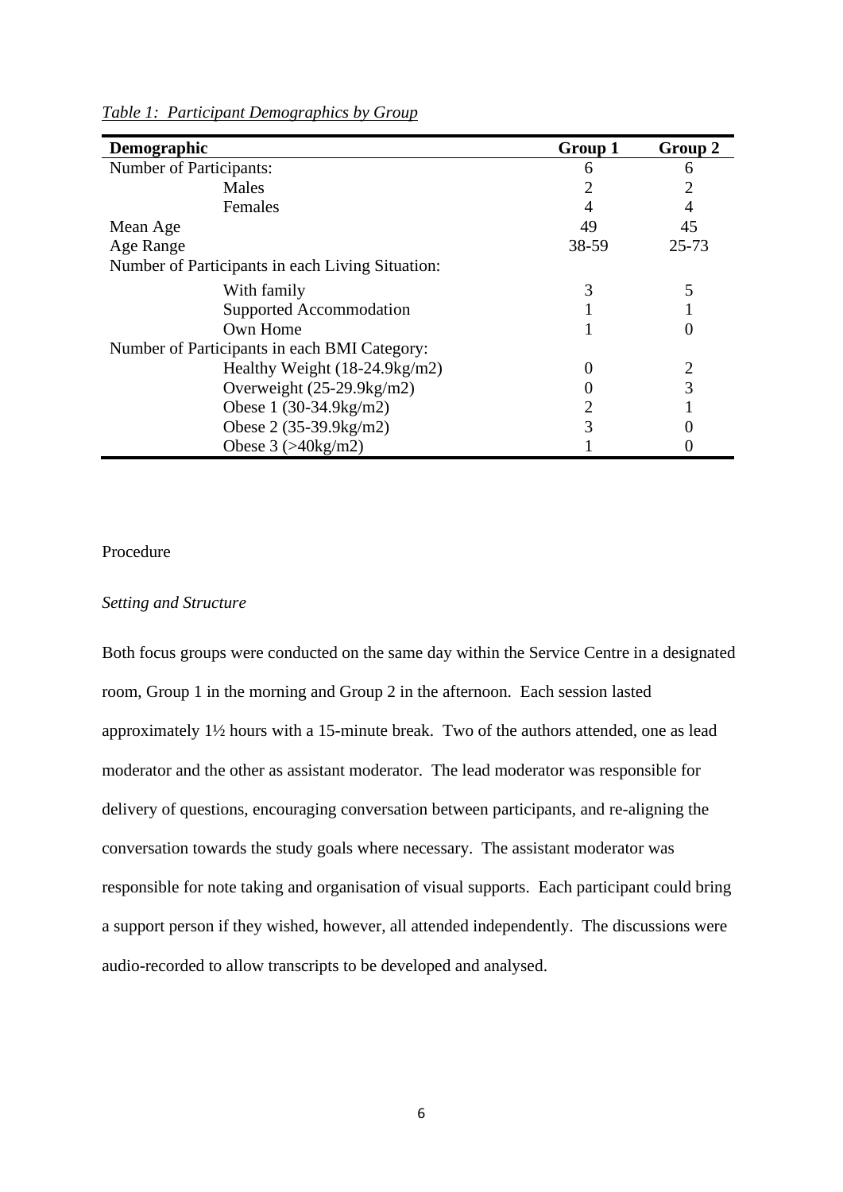*Table 1: Participant Demographics by Group*

| Demographic | Group 1 | Group 2 |
|---|---|---|
| Number of Participants: | 6 | 6 |
| Males | 2 | 2 |
| Females | 4 | 4 |
| Mean Age | 49 | 45 |
| Age Range | 38-59 | 25-73 |
| Number of Participants in each Living Situation: | | |
| With family | 3 | 5 |
| Supported Accommodation | 1 | 1 |
| Own Home | 1 | 0 |
| Number of Participants in each BMI Category: | | |
| Healthy Weight (18-24.9kg/m2) | 0 | 2 |
| Overweight (25-29.9kg/m2) | 0 | 3 |
| Obese 1 (30-34.9kg/m2) | 2 | 1 |
| Obese 2 (35-39.9kg/m2) | 3 | 0 |
| Obese 3 (>40kg/m2) | 1 | 0 |

## Procedure

### *Setting and Structure*

Both focus groups were conducted on the same day within the Service Centre in a designated room, Group 1 in the morning and Group 2 in the afternoon. Each session lasted approximately 1½ hours with a 15-minute break. Two of the authors attended, one as lead moderator and the other as assistant moderator. The lead moderator was responsible for delivery of questions, encouraging conversation between participants, and re-aligning the conversation towards the study goals where necessary. The assistant moderator was responsible for note taking and organisation of visual supports. Each participant could bring a support person if they wished, however, all attended independently. The discussions were audio-recorded to allow transcripts to be developed and analysed.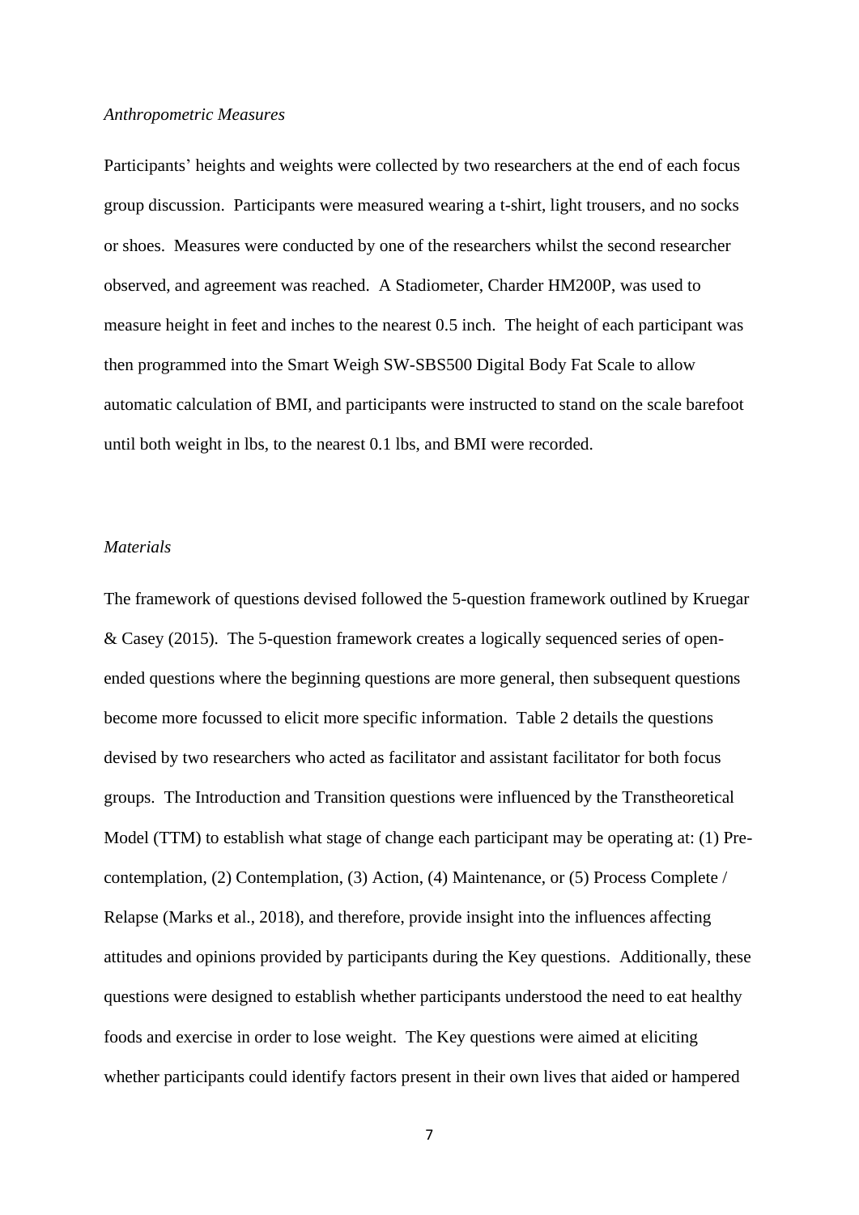*Anthropometric Measures*

Participants' heights and weights were collected by two researchers at the end of each focus group discussion. Participants were measured wearing a t-shirt, light trousers, and no socks or shoes. Measures were conducted by one of the researchers whilst the second researcher observed, and agreement was reached. A Stadiometer, Charder HM200P, was used to measure height in feet and inches to the nearest 0.5 inch. The height of each participant was then programmed into the Smart Weigh SW-SBS500 Digital Body Fat Scale to allow automatic calculation of BMI, and participants were instructed to stand on the scale barefoot until both weight in lbs, to the nearest 0.1 lbs, and BMI were recorded.

*Materials*

The framework of questions devised followed the 5-question framework outlined by Kruegar & Casey (2015). The 5-question framework creates a logically sequenced series of open-ended questions where the beginning questions are more general, then subsequent questions become more focussed to elicit more specific information. Table 2 details the questions devised by two researchers who acted as facilitator and assistant facilitator for both focus groups. The Introduction and Transition questions were influenced by the Transtheoretical Model (TTM) to establish what stage of change each participant may be operating at: (1) Pre-contemplation, (2) Contemplation, (3) Action, (4) Maintenance, or (5) Process Complete / Relapse (Marks et al., 2018), and therefore, provide insight into the influences affecting attitudes and opinions provided by participants during the Key questions. Additionally, these questions were designed to establish whether participants understood the need to eat healthy foods and exercise in order to lose weight. The Key questions were aimed at eliciting whether participants could identify factors present in their own lives that aided or hampered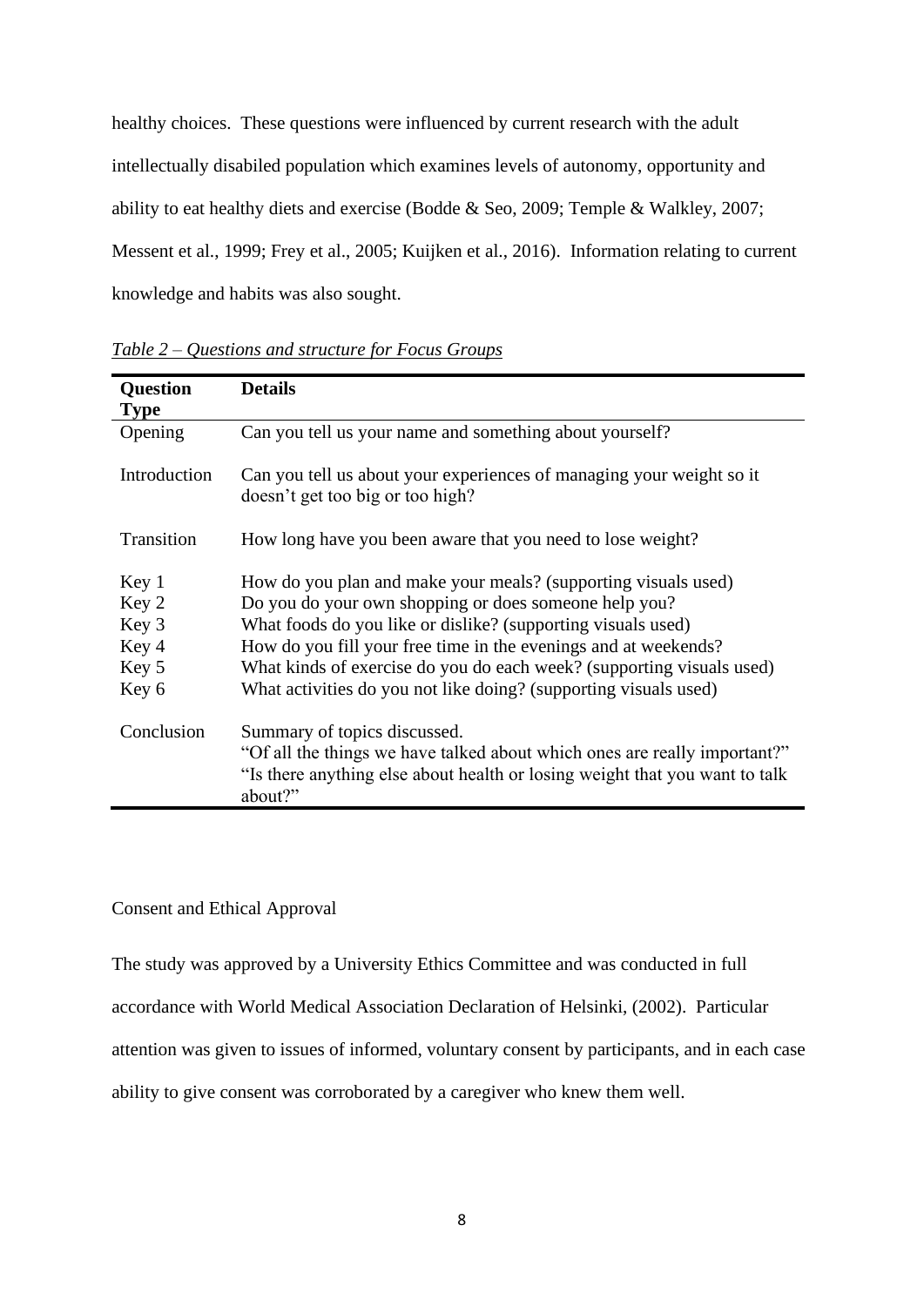healthy choices. These questions were influenced by current research with the adult intellectually disabiled population which examines levels of autonomy, opportunity and ability to eat healthy diets and exercise (Bodde & Seo, 2009; Temple & Walkley, 2007; Messent et al., 1999; Frey et al., 2005; Kuijken et al., 2016). Information relating to current knowledge and habits was also sought.

*Table 2 – Questions and structure for Focus Groups*

| Question Type | Details |
|---|---|
| Opening | Can you tell us your name and something about yourself? |
| Introduction | Can you tell us about your experiences of managing your weight so it doesn't get too big or too high? |
| Transition | How long have you been aware that you need to lose weight? |
| Key 1 | How do you plan and make your meals? (supporting visuals used) |
| Key 2 | Do you do your own shopping or does someone help you? |
| Key 3 | What foods do you like or dislike? (supporting visuals used) |
| Key 4 | How do you fill your free time in the evenings and at weekends? |
| Key 5 | What kinds of exercise do you do each week? (supporting visuals used) |
| Key 6 | What activities do you not like doing? (supporting visuals used) |
| Conclusion | Summary of topics discussed. "Of all the things we have talked about which ones are really important?" "Is there anything else about health or losing weight that you want to talk about?" |

Consent and Ethical Approval

The study was approved by a University Ethics Committee and was conducted in full accordance with World Medical Association Declaration of Helsinki, (2002). Particular attention was given to issues of informed, voluntary consent by participants, and in each case ability to give consent was corroborated by a caregiver who knew them well.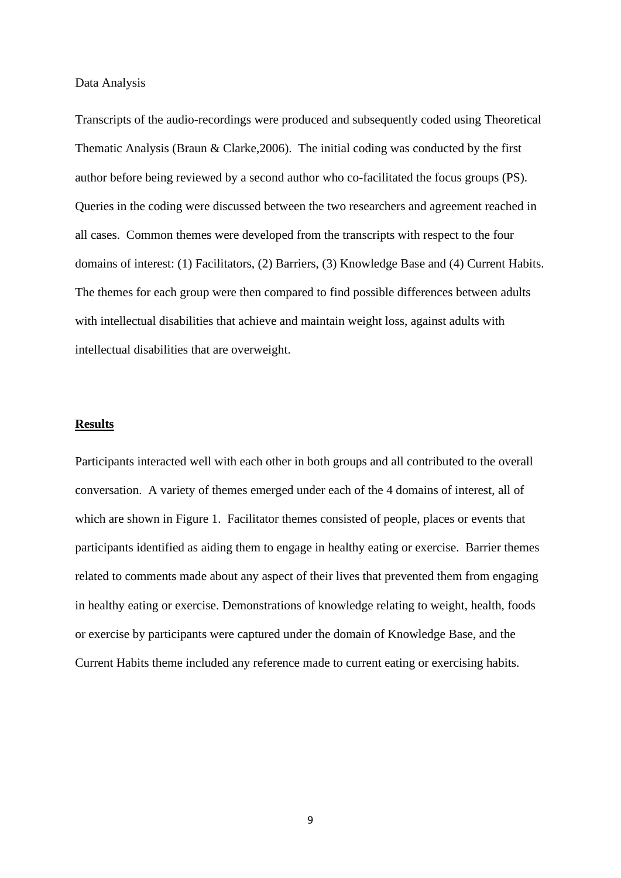Data Analysis

Transcripts of the audio-recordings were produced and subsequently coded using Theoretical Thematic Analysis (Braun & Clarke,2006). The initial coding was conducted by the first author before being reviewed by a second author who co-facilitated the focus groups (PS). Queries in the coding were discussed between the two researchers and agreement reached in all cases. Common themes were developed from the transcripts with respect to the four domains of interest: (1) Facilitators, (2) Barriers, (3) Knowledge Base and (4) Current Habits. The themes for each group were then compared to find possible differences between adults with intellectual disabilities that achieve and maintain weight loss, against adults with intellectual disabilities that are overweight.

## Results

Participants interacted well with each other in both groups and all contributed to the overall conversation. A variety of themes emerged under each of the 4 domains of interest, all of which are shown in Figure 1. Facilitator themes consisted of people, places or events that participants identified as aiding them to engage in healthy eating or exercise. Barrier themes related to comments made about any aspect of their lives that prevented them from engaging in healthy eating or exercise. Demonstrations of knowledge relating to weight, health, foods or exercise by participants were captured under the domain of Knowledge Base, and the Current Habits theme included any reference made to current eating or exercising habits.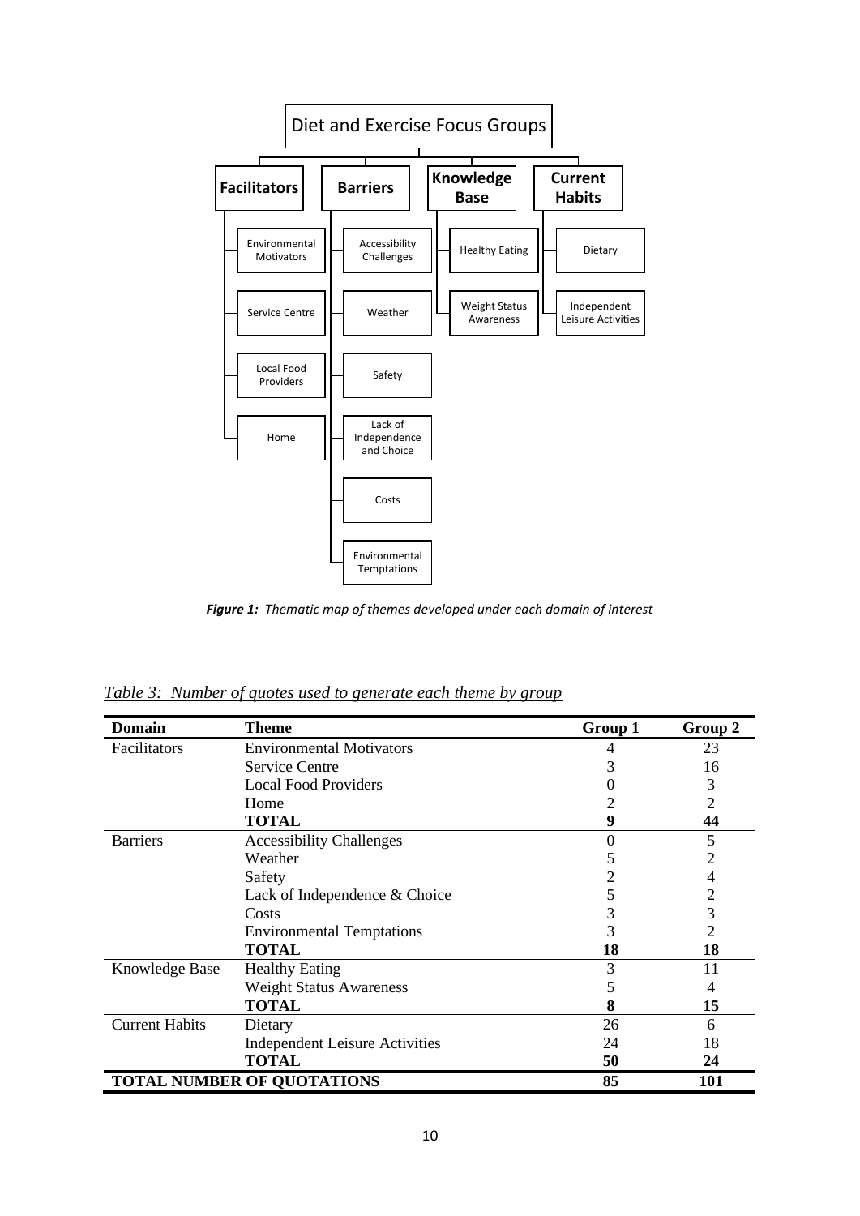Diet and Exercise Focus Groups

- **Facilitators**
  - Environmental Motivators
  - Service Centre
  - Local Food Providers
  - Home
- **Barriers**
  - Accessibility Challenges
  - Weather
  - Safety
  - Lack of Independence and Choice
  - Costs
  - Environmental Temptations
- **Knowledge Base**
  - Healthy Eating
  - Weight Status Awareness
- **Current Habits**
  - Dietary
  - Independent Leisure Activities

***Figure 1:*** *Thematic map of themes developed under each domain of interest*

*Table 3: Number of quotes used to generate each theme by group*

| Domain | Theme | Group 1 | Group 2 |
|---|---|---|---|
| Facilitators | Environmental Motivators | 4 | 23 |
| | Service Centre | 3 | 16 |
| | Local Food Providers | 0 | 3 |
| | Home | 2 | 2 |
| | **TOTAL** | **9** | **44** |
| Barriers | Accessibility Challenges | 0 | 5 |
| | Weather | 5 | 2 |
| | Safety | 2 | 4 |
| | Lack of Independence & Choice | 5 | 2 |
| | Costs | 3 | 3 |
| | Environmental Temptations | 3 | 2 |
| | **TOTAL** | **18** | **18** |
| Knowledge Base | Healthy Eating | 3 | 11 |
| | Weight Status Awareness | 5 | 4 |
| | **TOTAL** | **8** | **15** |
| Current Habits | Dietary | 26 | 6 |
| | Independent Leisure Activities | 24 | 18 |
| | **TOTAL** | **50** | **24** |
| **TOTAL NUMBER OF QUOTATIONS** | | **85** | **101** |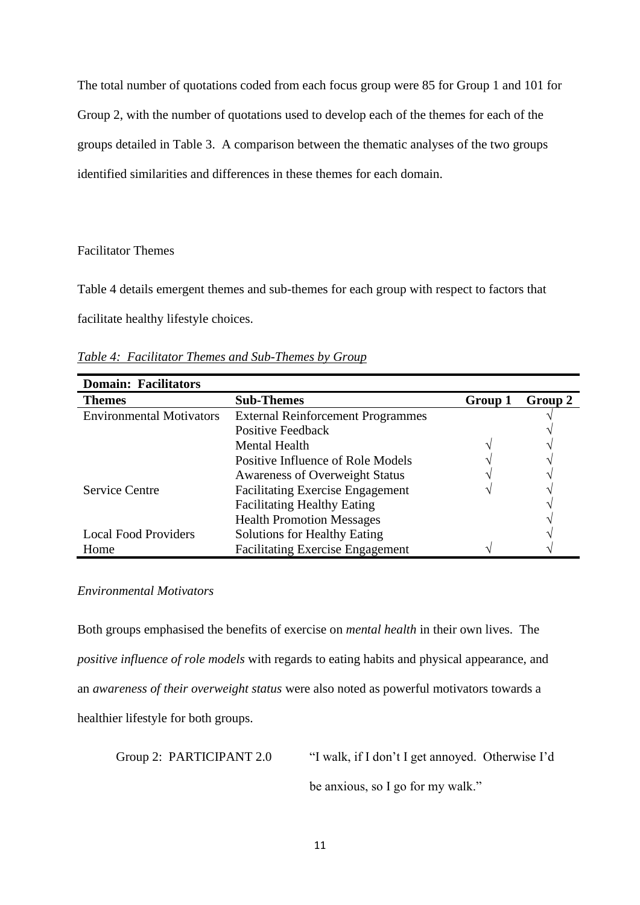The total number of quotations coded from each focus group were 85 for Group 1 and 101 for Group 2, with the number of quotations used to develop each of the themes for each of the groups detailed in Table 3. A comparison between the thematic analyses of the two groups identified similarities and differences in these themes for each domain.

Facilitator Themes

Table 4 details emergent themes and sub-themes for each group with respect to factors that facilitate healthy lifestyle choices.

*Table 4: Facilitator Themes and Sub-Themes by Group*

| **Domain: Facilitators** | | | |
|---|---|---|---|
| **Themes** | **Sub-Themes** | **Group 1** | **Group 2** |
| Environmental Motivators | External Reinforcement Programmes | | √ |
| | Positive Feedback | | √ |
| | Mental Health | √ | √ |
| | Positive Influence of Role Models | √ | √ |
| | Awareness of Overweight Status | √ | √ |
| Service Centre | Facilitating Exercise Engagement | √ | √ |
| | Facilitating Healthy Eating | | √ |
| | Health Promotion Messages | | √ |
| Local Food Providers | Solutions for Healthy Eating | | √ |
| Home | Facilitating Exercise Engagement | √ | √ |

*Environmental Motivators*

Both groups emphasised the benefits of exercise on *mental health* in their own lives. The *positive influence of role models* with regards to eating habits and physical appearance, and an *awareness of their overweight status* were also noted as powerful motivators towards a healthier lifestyle for both groups.

Group 2: PARTICIPANT 2.0 "I walk, if I don't I get annoyed. Otherwise I'd be anxious, so I go for my walk."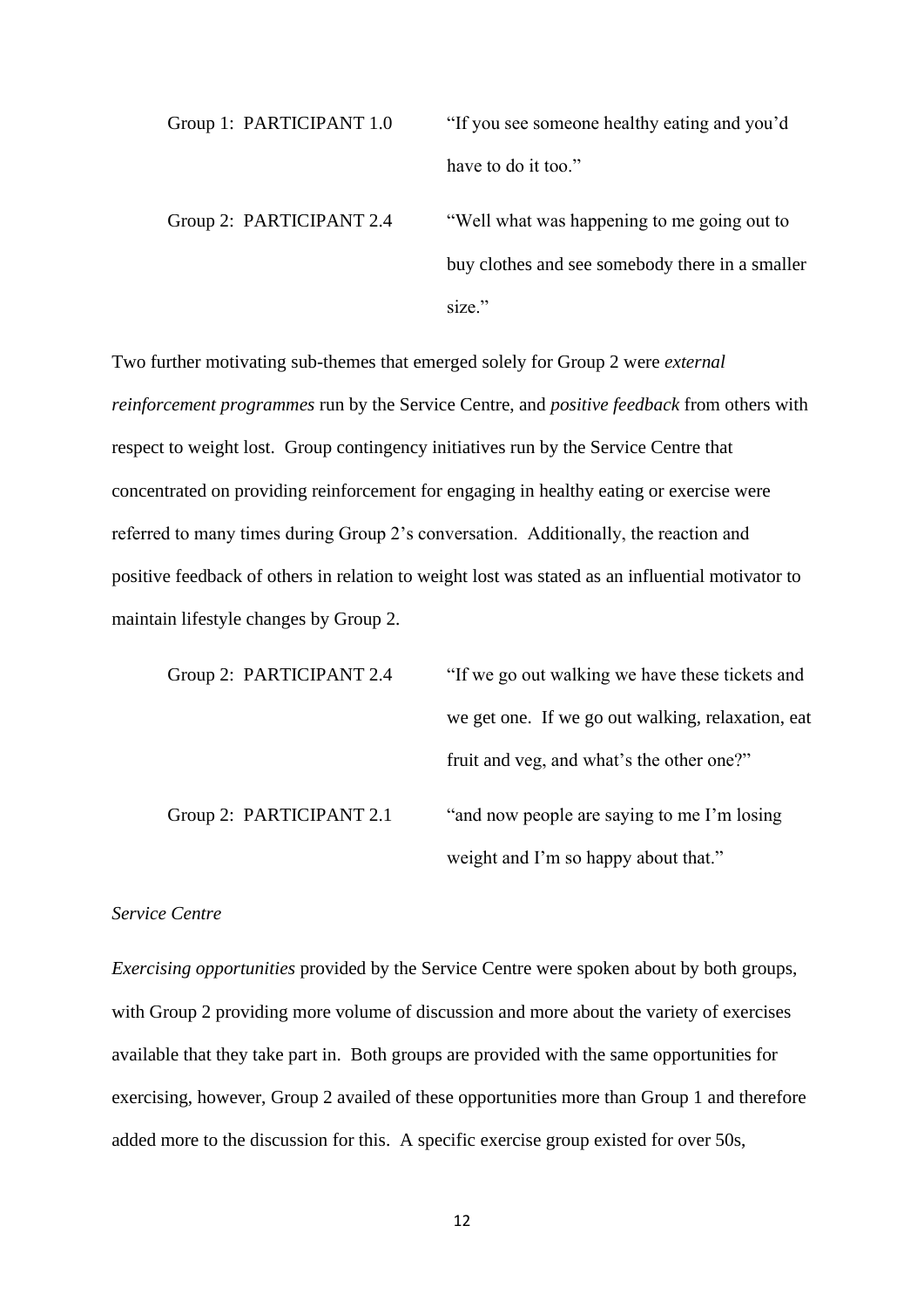Group 1: PARTICIPANT 1.0 — "If you see someone healthy eating and you'd have to do it too."

Group 2: PARTICIPANT 2.4 — "Well what was happening to me going out to buy clothes and see somebody there in a smaller size."

Two further motivating sub-themes that emerged solely for Group 2 were *external reinforcement programmes* run by the Service Centre, and *positive feedback* from others with respect to weight lost. Group contingency initiatives run by the Service Centre that concentrated on providing reinforcement for engaging in healthy eating or exercise were referred to many times during Group 2's conversation. Additionally, the reaction and positive feedback of others in relation to weight lost was stated as an influential motivator to maintain lifestyle changes by Group 2.

Group 2: PARTICIPANT 2.4 — "If we go out walking we have these tickets and we get one. If we go out walking, relaxation, eat fruit and veg, and what's the other one?"

Group 2: PARTICIPANT 2.1 — "and now people are saying to me I'm losing weight and I'm so happy about that."

*Service Centre*

*Exercising opportunities* provided by the Service Centre were spoken about by both groups, with Group 2 providing more volume of discussion and more about the variety of exercises available that they take part in. Both groups are provided with the same opportunities for exercising, however, Group 2 availed of these opportunities more than Group 1 and therefore added more to the discussion for this. A specific exercise group existed for over 50s,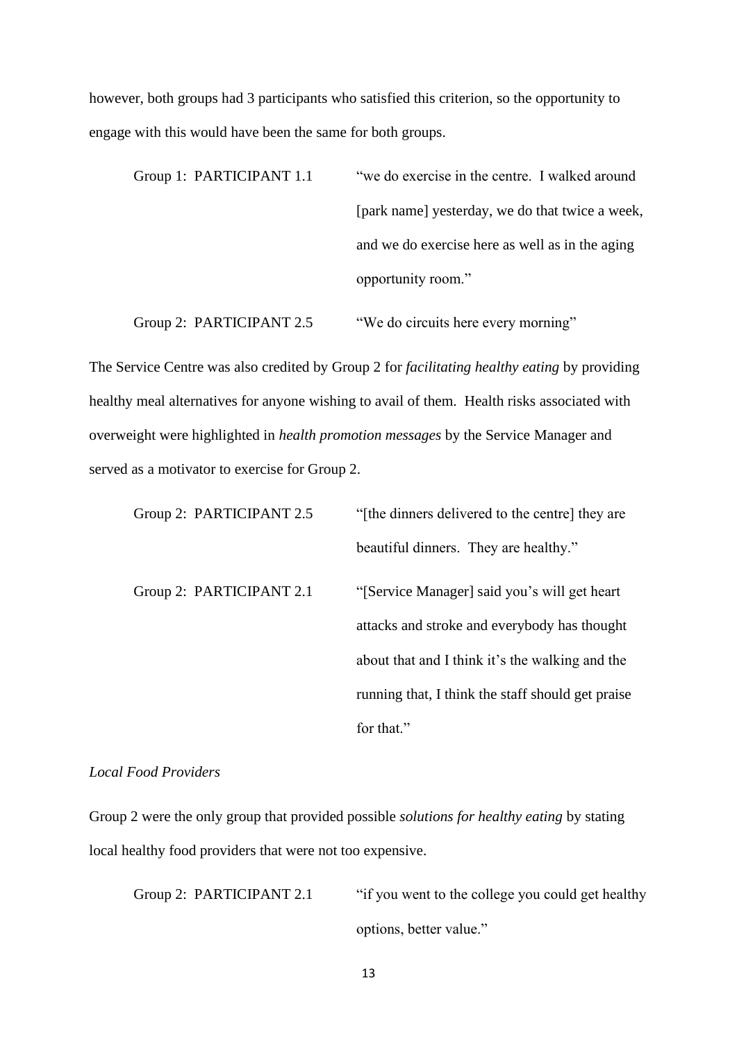however, both groups had 3 participants who satisfied this criterion, so the opportunity to engage with this would have been the same for both groups.

Group 1: PARTICIPANT 1.1 "we do exercise in the centre. I walked around [park name] yesterday, we do that twice a week, and we do exercise here as well as in the aging opportunity room."

Group 2: PARTICIPANT 2.5 "We do circuits here every morning"

The Service Centre was also credited by Group 2 for *facilitating healthy eating* by providing healthy meal alternatives for anyone wishing to avail of them. Health risks associated with overweight were highlighted in *health promotion messages* by the Service Manager and served as a motivator to exercise for Group 2.

Group 2: PARTICIPANT 2.5 "[the dinners delivered to the centre] they are beautiful dinners. They are healthy."

Group 2: PARTICIPANT 2.1 "[Service Manager] said you's will get heart attacks and stroke and everybody has thought about that and I think it's the walking and the running that, I think the staff should get praise for that."

*Local Food Providers*

Group 2 were the only group that provided possible *solutions for healthy eating* by stating local healthy food providers that were not too expensive.

Group 2: PARTICIPANT 2.1 "if you went to the college you could get healthy options, better value."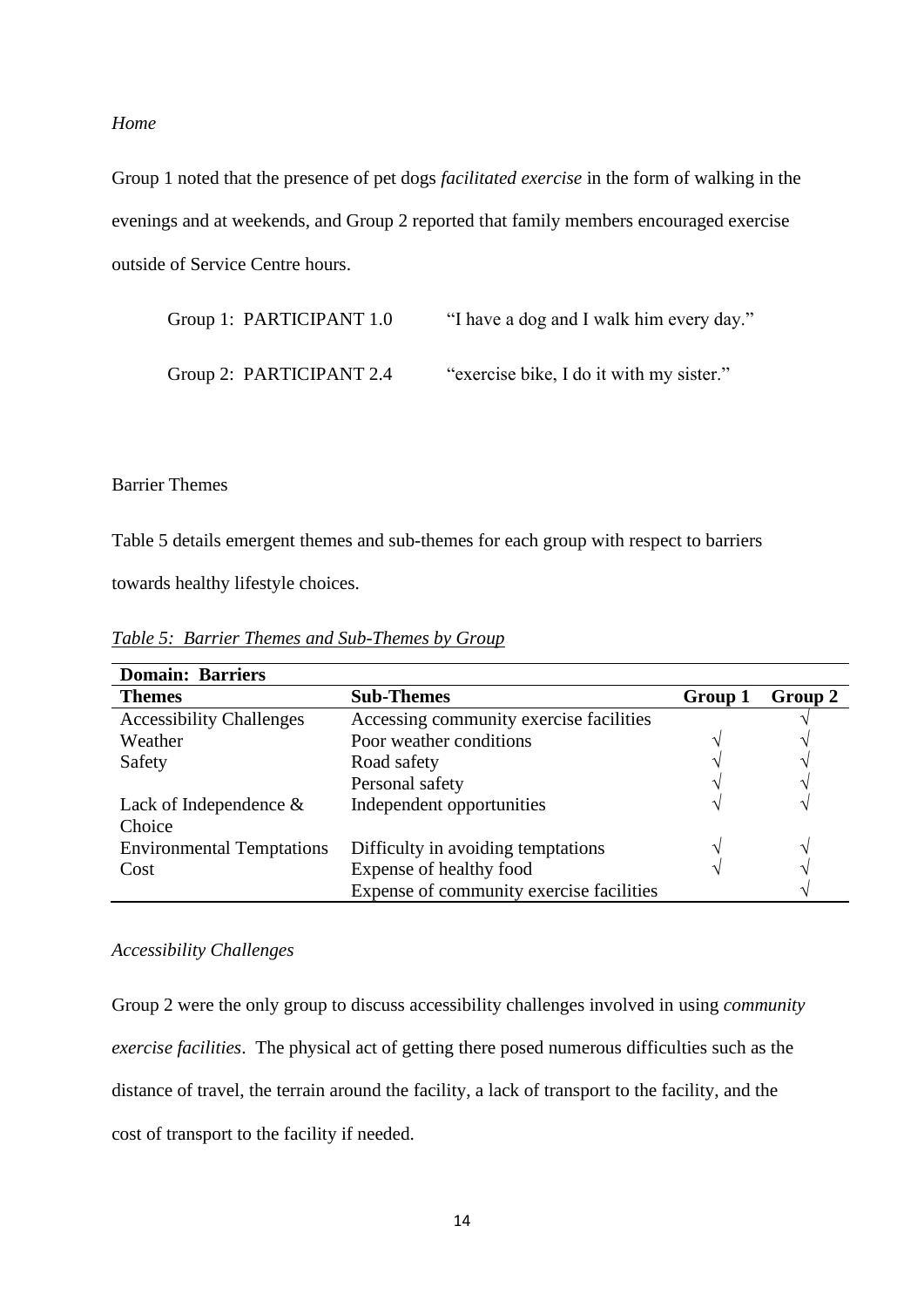*Home*

Group 1 noted that the presence of pet dogs *facilitated exercise* in the form of walking in the evenings and at weekends, and Group 2 reported that family members encouraged exercise outside of Service Centre hours.

Group 1: PARTICIPANT 1.0 "I have a dog and I walk him every day."

Group 2: PARTICIPANT 2.4 "exercise bike, I do it with my sister."

Barrier Themes

Table 5 details emergent themes and sub-themes for each group with respect to barriers towards healthy lifestyle choices.

*Table 5: Barrier Themes and Sub-Themes by Group*

| **Domain: Barriers** | | | |
|---|---|---|---|
| **Themes** | **Sub-Themes** | **Group 1** | **Group 2** |
| Accessibility Challenges | Accessing community exercise facilities | | √ |
| Weather | Poor weather conditions | √ | √ |
| Safety | Road safety | √ | √ |
| | Personal safety | √ | √ |
| Lack of Independence & Choice | Independent opportunities | √ | √ |
| Environmental Temptations | Difficulty in avoiding temptations | √ | √ |
| Cost | Expense of healthy food | √ | √ |
| | Expense of community exercise facilities | | √ |

*Accessibility Challenges*

Group 2 were the only group to discuss accessibility challenges involved in using *community exercise facilities*. The physical act of getting there posed numerous difficulties such as the distance of travel, the terrain around the facility, a lack of transport to the facility, and the cost of transport to the facility if needed.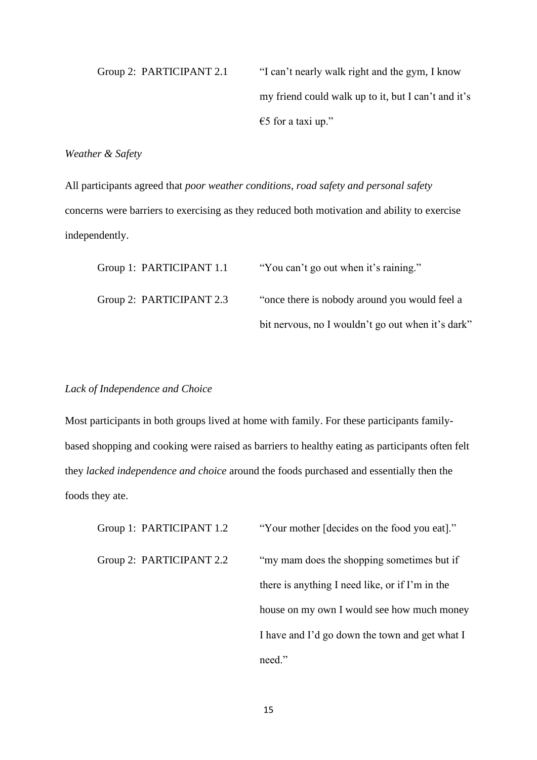Group 2: PARTICIPANT 2.1 "I can't nearly walk right and the gym, I know my friend could walk up to it, but I can't and it's €5 for a taxi up."

*Weather & Safety*

All participants agreed that *poor weather conditions*, *road safety and personal safety* concerns were barriers to exercising as they reduced both motivation and ability to exercise independently.

Group 1: PARTICIPANT 1.1 "You can't go out when it's raining."

Group 2: PARTICIPANT 2.3 "once there is nobody around you would feel a bit nervous, no I wouldn't go out when it's dark"

*Lack of Independence and Choice*

Most participants in both groups lived at home with family. For these participants family-based shopping and cooking were raised as barriers to healthy eating as participants often felt they *lacked independence and choice* around the foods purchased and essentially then the foods they ate.

Group 1: PARTICIPANT 1.2 "Your mother [decides on the food you eat]."

Group 2: PARTICIPANT 2.2 "my mam does the shopping sometimes but if there is anything I need like, or if I'm in the house on my own I would see how much money I have and I'd go down the town and get what I need."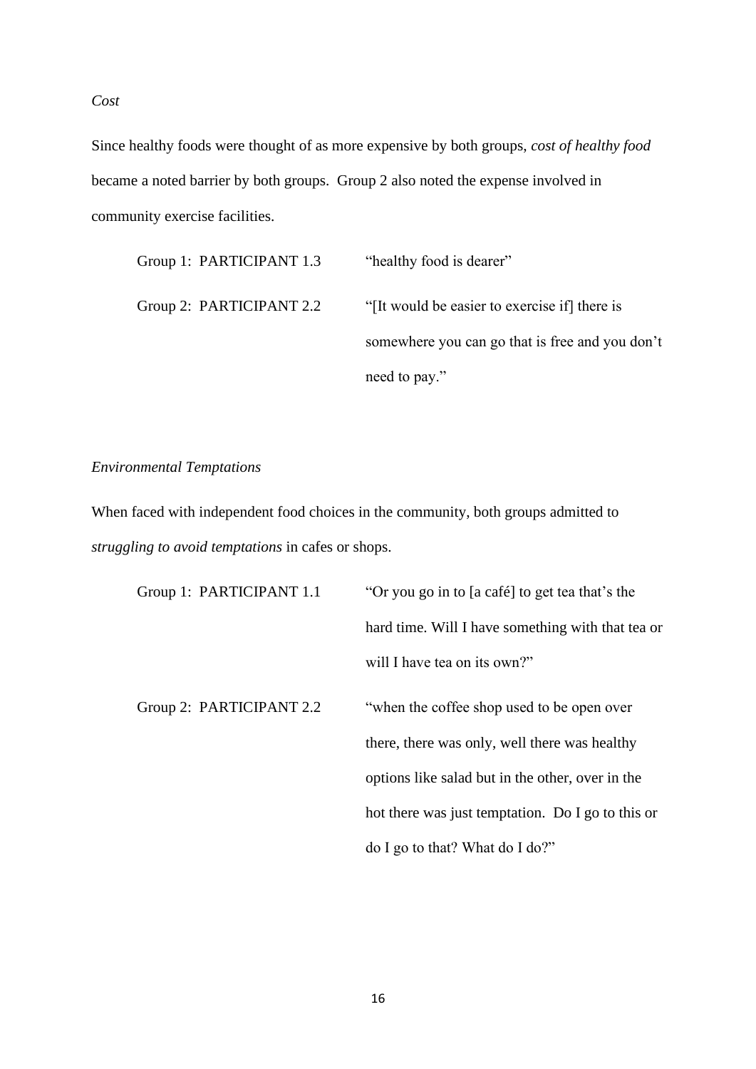*Cost*

Since healthy foods were thought of as more expensive by both groups, *cost of healthy food* became a noted barrier by both groups. Group 2 also noted the expense involved in community exercise facilities.

| | |
|---|---|
| Group 1: PARTICIPANT 1.3 | "healthy food is dearer" |
| Group 2: PARTICIPANT 2.2 | "[It would be easier to exercise if] there is somewhere you can go that is free and you don't need to pay." |

*Environmental Temptations*

When faced with independent food choices in the community, both groups admitted to *struggling to avoid temptations* in cafes or shops.

| | |
|---|---|
| Group 1: PARTICIPANT 1.1 | "Or you go in to [a café] to get tea that's the hard time. Will I have something with that tea or will I have tea on its own?" |
| Group 2: PARTICIPANT 2.2 | "when the coffee shop used to be open over there, there was only, well there was healthy options like salad but in the other, over in the hot there was just temptation. Do I go to this or do I go to that? What do I do?" |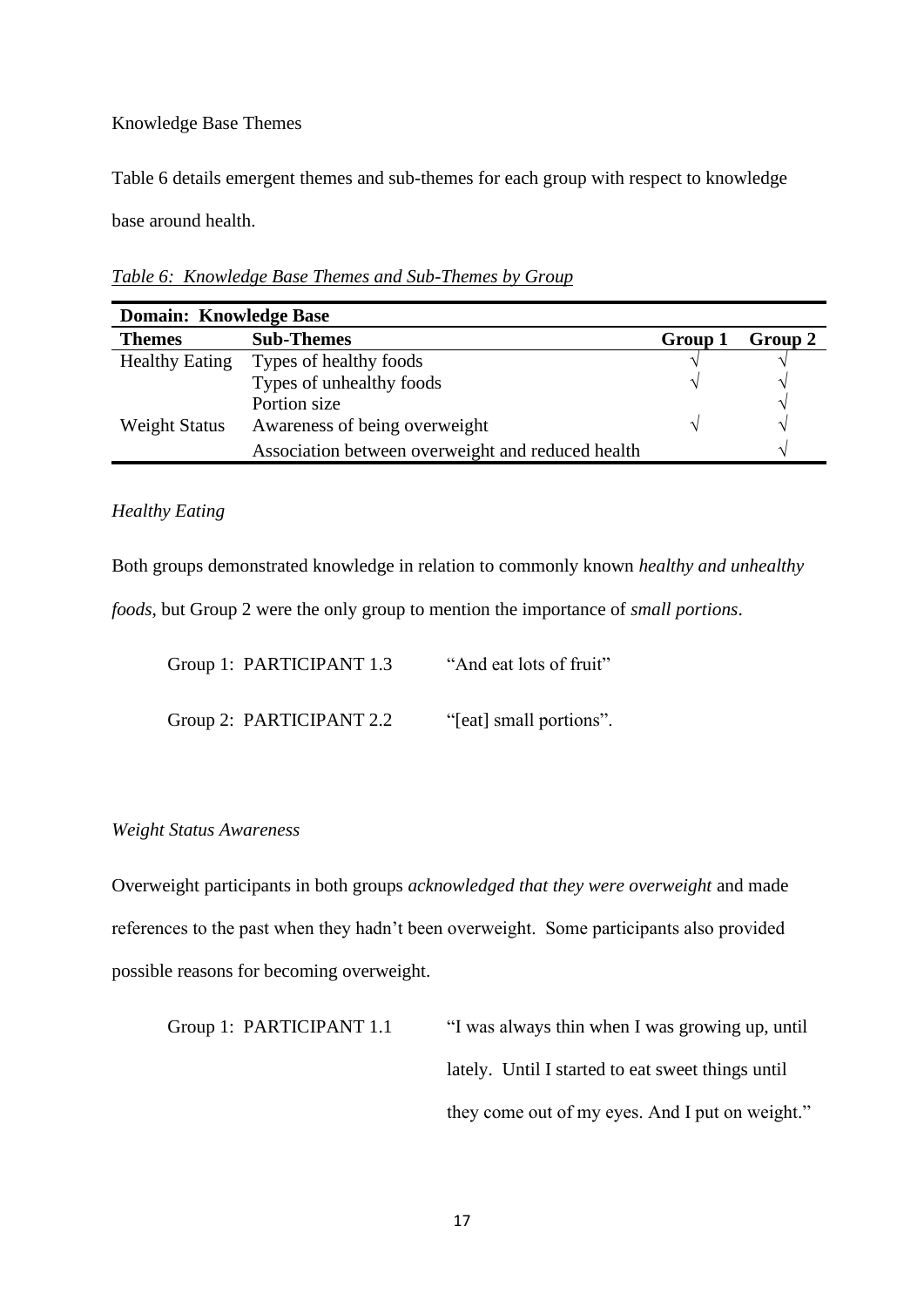Knowledge Base Themes

Table 6 details emergent themes and sub-themes for each group with respect to knowledge base around health.

*Table 6: Knowledge Base Themes and Sub-Themes by Group*

| **Domain: Knowledge Base** | | | |
|---|---|---|---|
| **Themes** | **Sub-Themes** | **Group 1** | **Group 2** |
| Healthy Eating | Types of healthy foods | √ | √ |
| | Types of unhealthy foods | √ | √ |
| | Portion size | | √ |
| Weight Status | Awareness of being overweight | √ | √ |
| | Association between overweight and reduced health | | √ |

*Healthy Eating*

Both groups demonstrated knowledge in relation to commonly known *healthy and unhealthy foods*, but Group 2 were the only group to mention the importance of *small portions*.

Group 1: PARTICIPANT 1.3 "And eat lots of fruit"

Group 2: PARTICIPANT 2.2 "[eat] small portions".

*Weight Status Awareness*

Overweight participants in both groups *acknowledged that they were overweight* and made references to the past when they hadn't been overweight. Some participants also provided possible reasons for becoming overweight.

Group 1: PARTICIPANT 1.1 "I was always thin when I was growing up, until lately. Until I started to eat sweet things until they come out of my eyes. And I put on weight."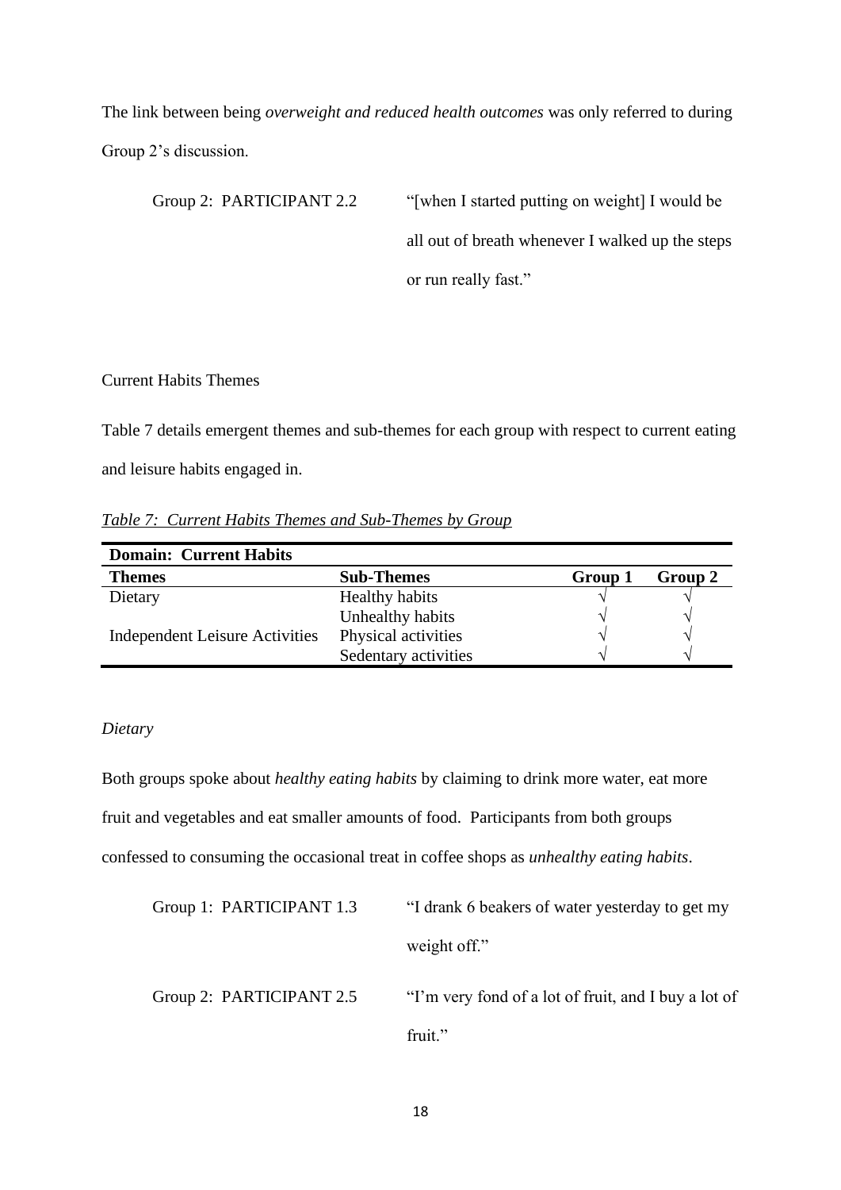The link between being *overweight and reduced health outcomes* was only referred to during Group 2's discussion.

Group 2: PARTICIPANT 2.2 "[when I started putting on weight] I would be all out of breath whenever I walked up the steps or run really fast."

Current Habits Themes

Table 7 details emergent themes and sub-themes for each group with respect to current eating and leisure habits engaged in.

*Table 7: Current Habits Themes and Sub-Themes by Group*

| **Domain: Current Habits** | | | |
|---|---|---|---|
| **Themes** | **Sub-Themes** | **Group 1** | **Group 2** |
| Dietary | Healthy habits | √ | √ |
| | Unhealthy habits | √ | √ |
| Independent Leisure Activities | Physical activities | √ | √ |
| | Sedentary activities | √ | √ |

*Dietary*

Both groups spoke about *healthy eating habits* by claiming to drink more water, eat more fruit and vegetables and eat smaller amounts of food. Participants from both groups confessed to consuming the occasional treat in coffee shops as *unhealthy eating habits*.

Group 1: PARTICIPANT 1.3 "I drank 6 beakers of water yesterday to get my weight off."

Group 2: PARTICIPANT 2.5 "I'm very fond of a lot of fruit, and I buy a lot of fruit."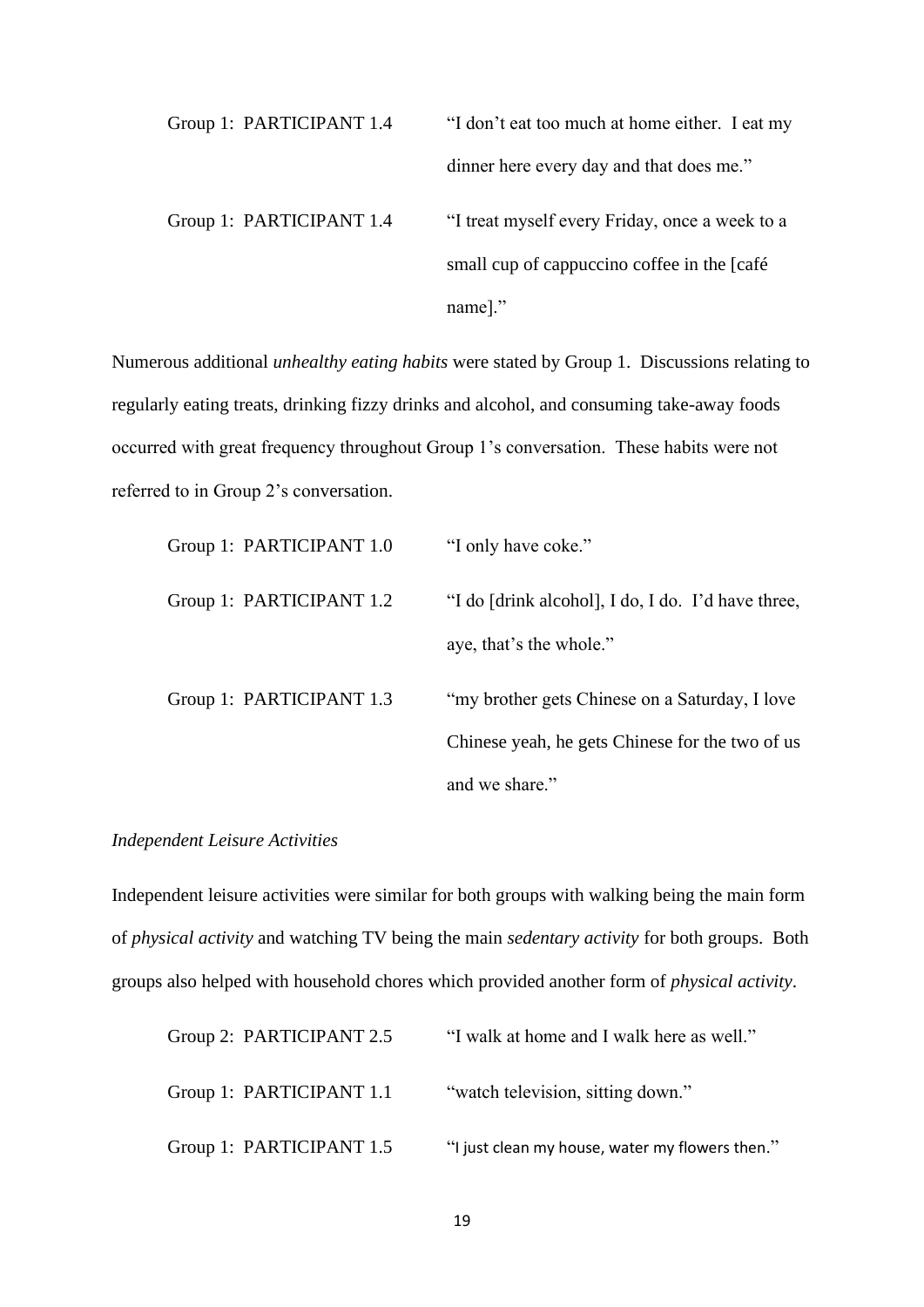Group 1: PARTICIPANT 1.4 "I don't eat too much at home either. I eat my dinner here every day and that does me."

Group 1: PARTICIPANT 1.4 "I treat myself every Friday, once a week to a small cup of cappuccino coffee in the [café name]."

Numerous additional *unhealthy eating habits* were stated by Group 1. Discussions relating to regularly eating treats, drinking fizzy drinks and alcohol, and consuming take-away foods occurred with great frequency throughout Group 1's conversation. These habits were not referred to in Group 2's conversation.

Group 1: PARTICIPANT 1.0 "I only have coke."

Group 1: PARTICIPANT 1.2 "I do [drink alcohol], I do, I do. I'd have three, aye, that's the whole."

Group 1: PARTICIPANT 1.3 "my brother gets Chinese on a Saturday, I love Chinese yeah, he gets Chinese for the two of us and we share."

*Independent Leisure Activities*

Independent leisure activities were similar for both groups with walking being the main form of *physical activity* and watching TV being the main *sedentary activity* for both groups. Both groups also helped with household chores which provided another form of *physical activity*.

Group 2: PARTICIPANT 2.5 "I walk at home and I walk here as well."

Group 1: PARTICIPANT 1.1 "watch television, sitting down."

Group 1: PARTICIPANT 1.5 "I just clean my house, water my flowers then."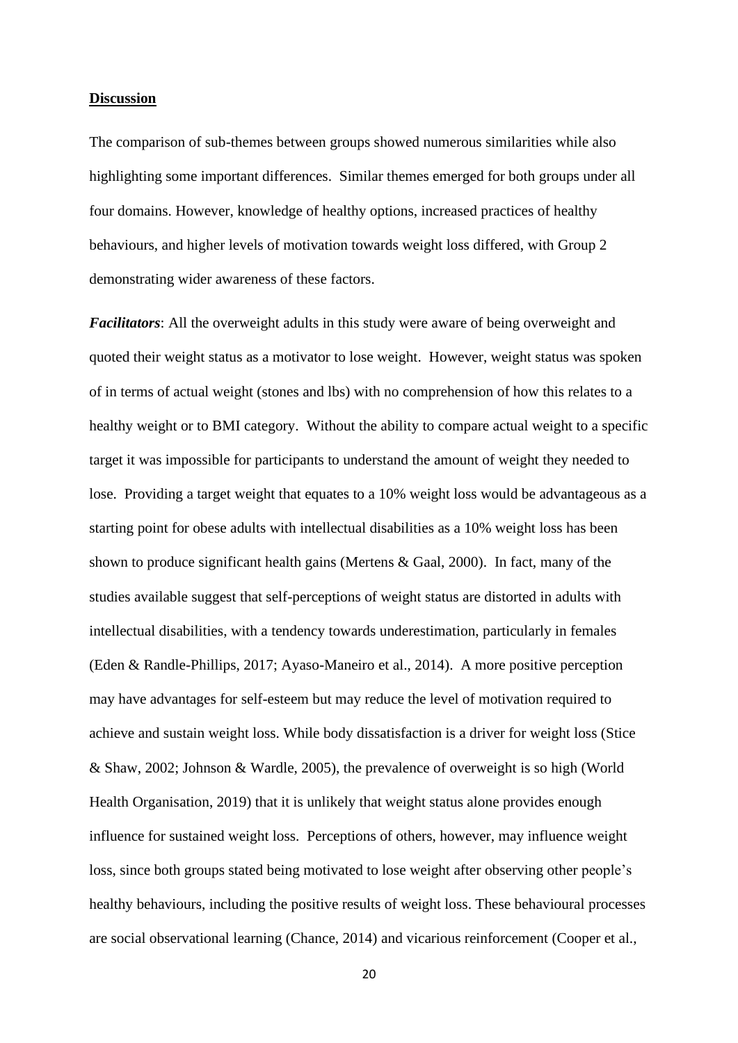## Discussion

The comparison of sub-themes between groups showed numerous similarities while also highlighting some important differences. Similar themes emerged for both groups under all four domains. However, knowledge of healthy options, increased practices of healthy behaviours, and higher levels of motivation towards weight loss differed, with Group 2 demonstrating wider awareness of these factors.

***Facilitators***: All the overweight adults in this study were aware of being overweight and quoted their weight status as a motivator to lose weight. However, weight status was spoken of in terms of actual weight (stones and lbs) with no comprehension of how this relates to a healthy weight or to BMI category. Without the ability to compare actual weight to a specific target it was impossible for participants to understand the amount of weight they needed to lose. Providing a target weight that equates to a 10% weight loss would be advantageous as a starting point for obese adults with intellectual disabilities as a 10% weight loss has been shown to produce significant health gains (Mertens & Gaal, 2000). In fact, many of the studies available suggest that self-perceptions of weight status are distorted in adults with intellectual disabilities, with a tendency towards underestimation, particularly in females (Eden & Randle-Phillips, 2017; Ayaso-Maneiro et al., 2014). A more positive perception may have advantages for self-esteem but may reduce the level of motivation required to achieve and sustain weight loss. While body dissatisfaction is a driver for weight loss (Stice & Shaw, 2002; Johnson & Wardle, 2005), the prevalence of overweight is so high (World Health Organisation, 2019) that it is unlikely that weight status alone provides enough influence for sustained weight loss. Perceptions of others, however, may influence weight loss, since both groups stated being motivated to lose weight after observing other people's healthy behaviours, including the positive results of weight loss. These behavioural processes are social observational learning (Chance, 2014) and vicarious reinforcement (Cooper et al.,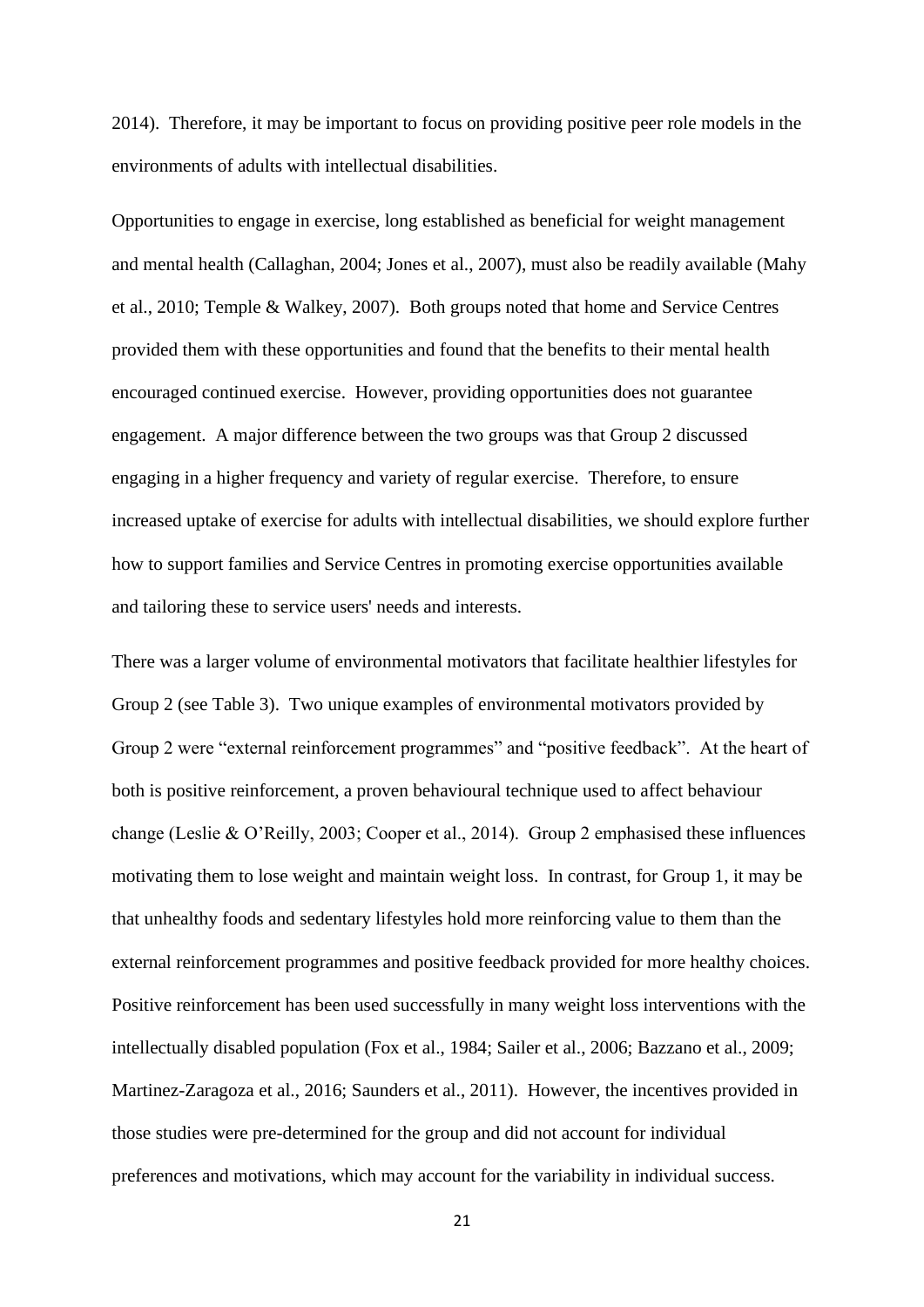2014). Therefore, it may be important to focus on providing positive peer role models in the environments of adults with intellectual disabilities.

Opportunities to engage in exercise, long established as beneficial for weight management and mental health (Callaghan, 2004; Jones et al., 2007), must also be readily available (Mahy et al., 2010; Temple & Walkey, 2007). Both groups noted that home and Service Centres provided them with these opportunities and found that the benefits to their mental health encouraged continued exercise. However, providing opportunities does not guarantee engagement. A major difference between the two groups was that Group 2 discussed engaging in a higher frequency and variety of regular exercise. Therefore, to ensure increased uptake of exercise for adults with intellectual disabilities, we should explore further how to support families and Service Centres in promoting exercise opportunities available and tailoring these to service users' needs and interests.

There was a larger volume of environmental motivators that facilitate healthier lifestyles for Group 2 (see Table 3). Two unique examples of environmental motivators provided by Group 2 were "external reinforcement programmes" and "positive feedback". At the heart of both is positive reinforcement, a proven behavioural technique used to affect behaviour change (Leslie & O'Reilly, 2003; Cooper et al., 2014). Group 2 emphasised these influences motivating them to lose weight and maintain weight loss. In contrast, for Group 1, it may be that unhealthy foods and sedentary lifestyles hold more reinforcing value to them than the external reinforcement programmes and positive feedback provided for more healthy choices. Positive reinforcement has been used successfully in many weight loss interventions with the intellectually disabled population (Fox et al., 1984; Sailer et al., 2006; Bazzano et al., 2009; Martinez-Zaragoza et al., 2016; Saunders et al., 2011). However, the incentives provided in those studies were pre-determined for the group and did not account for individual preferences and motivations, which may account for the variability in individual success.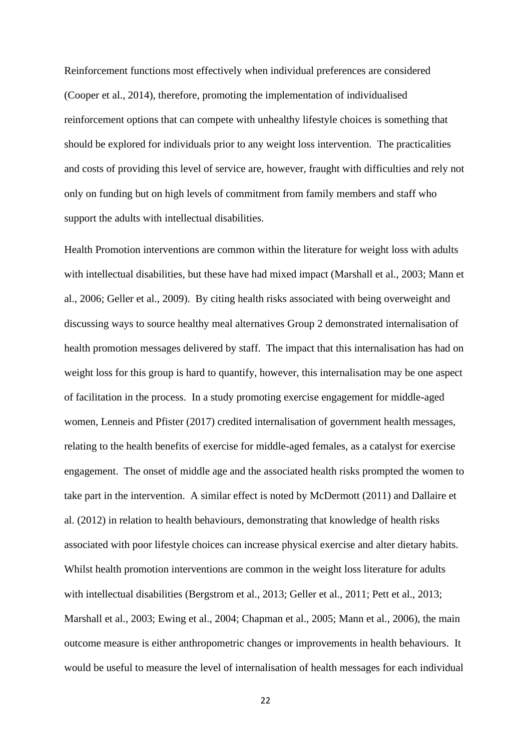Reinforcement functions most effectively when individual preferences are considered (Cooper et al., 2014), therefore, promoting the implementation of individualised reinforcement options that can compete with unhealthy lifestyle choices is something that should be explored for individuals prior to any weight loss intervention. The practicalities and costs of providing this level of service are, however, fraught with difficulties and rely not only on funding but on high levels of commitment from family members and staff who support the adults with intellectual disabilities.

Health Promotion interventions are common within the literature for weight loss with adults with intellectual disabilities, but these have had mixed impact (Marshall et al., 2003; Mann et al., 2006; Geller et al., 2009). By citing health risks associated with being overweight and discussing ways to source healthy meal alternatives Group 2 demonstrated internalisation of health promotion messages delivered by staff. The impact that this internalisation has had on weight loss for this group is hard to quantify, however, this internalisation may be one aspect of facilitation in the process. In a study promoting exercise engagement for middle-aged women, Lenneis and Pfister (2017) credited internalisation of government health messages, relating to the health benefits of exercise for middle-aged females, as a catalyst for exercise engagement. The onset of middle age and the associated health risks prompted the women to take part in the intervention. A similar effect is noted by McDermott (2011) and Dallaire et al. (2012) in relation to health behaviours, demonstrating that knowledge of health risks associated with poor lifestyle choices can increase physical exercise and alter dietary habits. Whilst health promotion interventions are common in the weight loss literature for adults with intellectual disabilities (Bergstrom et al., 2013; Geller et al., 2011; Pett et al., 2013; Marshall et al., 2003; Ewing et al., 2004; Chapman et al., 2005; Mann et al., 2006), the main outcome measure is either anthropometric changes or improvements in health behaviours. It would be useful to measure the level of internalisation of health messages for each individual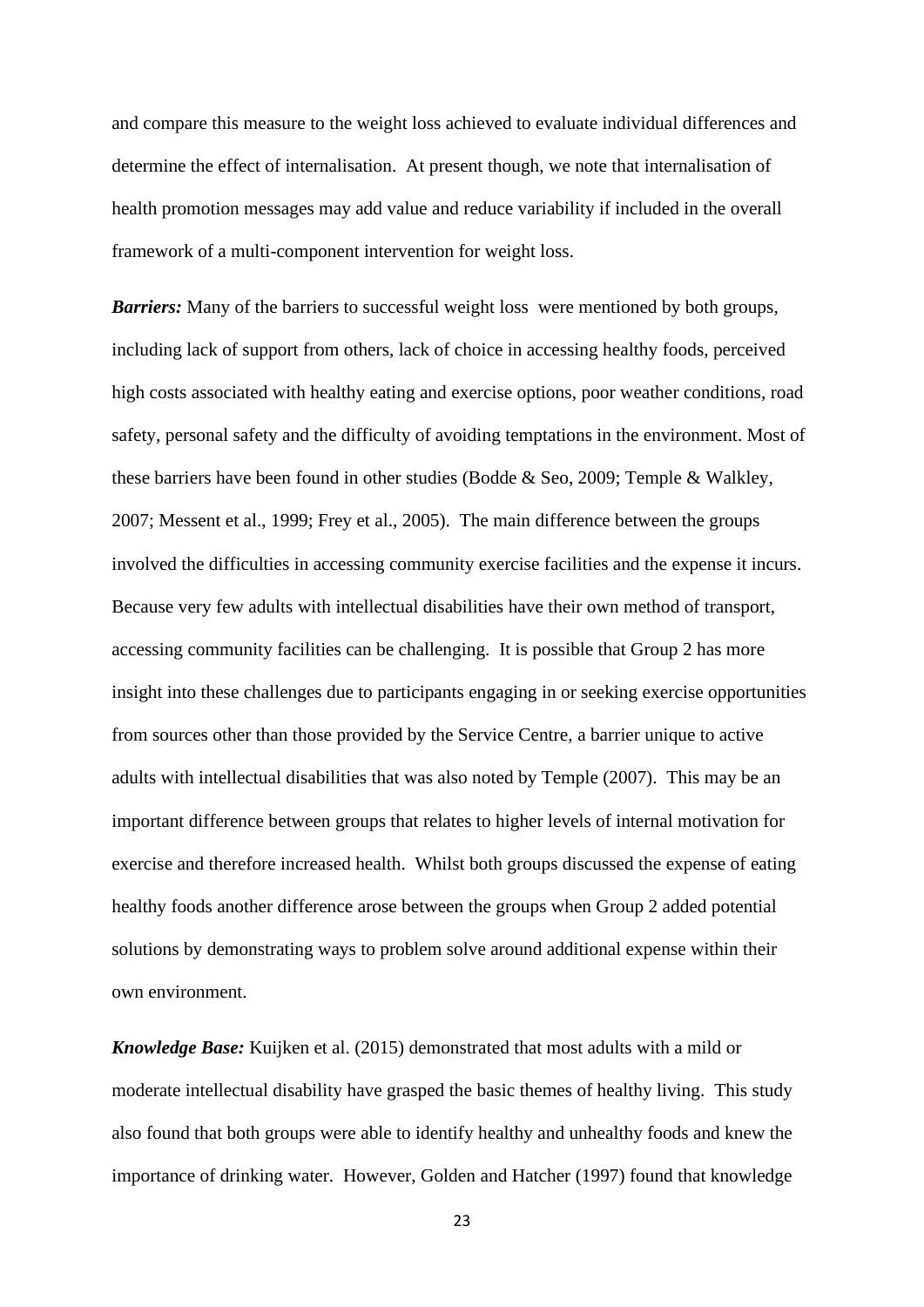and compare this measure to the weight loss achieved to evaluate individual differences and determine the effect of internalisation. At present though, we note that internalisation of health promotion messages may add value and reduce variability if included in the overall framework of a multi-component intervention for weight loss.

***Barriers:*** Many of the barriers to successful weight loss were mentioned by both groups, including lack of support from others, lack of choice in accessing healthy foods, perceived high costs associated with healthy eating and exercise options, poor weather conditions, road safety, personal safety and the difficulty of avoiding temptations in the environment. Most of these barriers have been found in other studies (Bodde & Seo, 2009; Temple & Walkley, 2007; Messent et al., 1999; Frey et al., 2005). The main difference between the groups involved the difficulties in accessing community exercise facilities and the expense it incurs. Because very few adults with intellectual disabilities have their own method of transport, accessing community facilities can be challenging. It is possible that Group 2 has more insight into these challenges due to participants engaging in or seeking exercise opportunities from sources other than those provided by the Service Centre, a barrier unique to active adults with intellectual disabilities that was also noted by Temple (2007). This may be an important difference between groups that relates to higher levels of internal motivation for exercise and therefore increased health. Whilst both groups discussed the expense of eating healthy foods another difference arose between the groups when Group 2 added potential solutions by demonstrating ways to problem solve around additional expense within their own environment.

***Knowledge Base:*** Kuijken et al. (2015) demonstrated that most adults with a mild or moderate intellectual disability have grasped the basic themes of healthy living. This study also found that both groups were able to identify healthy and unhealthy foods and knew the importance of drinking water. However, Golden and Hatcher (1997) found that knowledge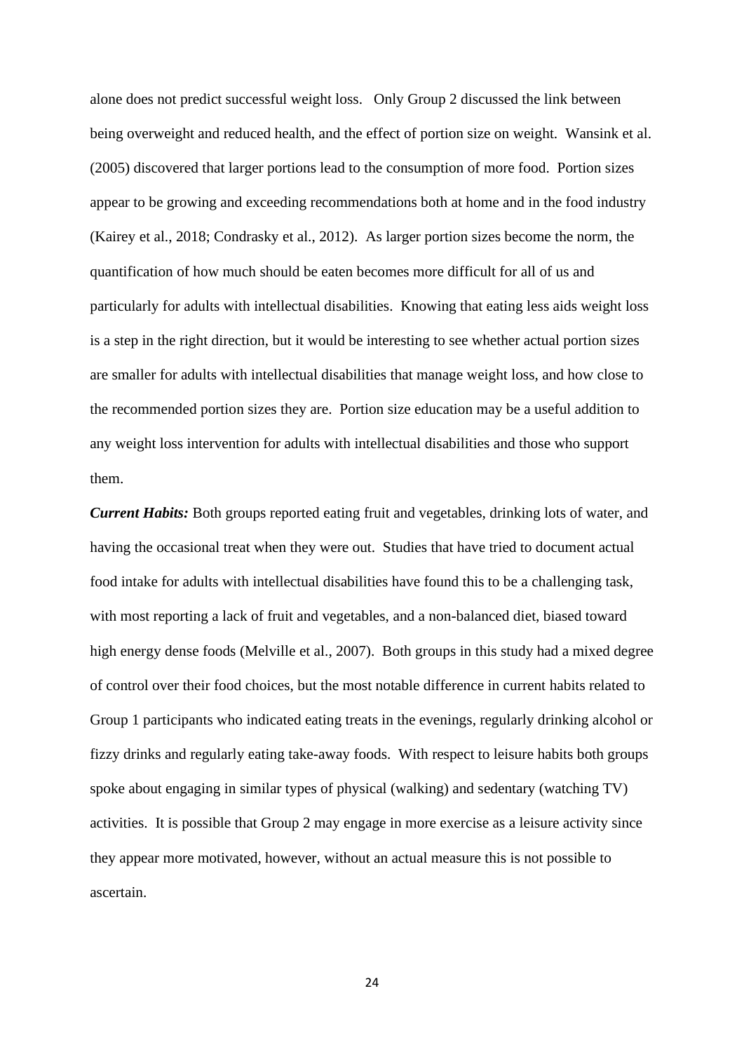alone does not predict successful weight loss. Only Group 2 discussed the link between being overweight and reduced health, and the effect of portion size on weight. Wansink et al. (2005) discovered that larger portions lead to the consumption of more food. Portion sizes appear to be growing and exceeding recommendations both at home and in the food industry (Kairey et al., 2018; Condrasky et al., 2012). As larger portion sizes become the norm, the quantification of how much should be eaten becomes more difficult for all of us and particularly for adults with intellectual disabilities. Knowing that eating less aids weight loss is a step in the right direction, but it would be interesting to see whether actual portion sizes are smaller for adults with intellectual disabilities that manage weight loss, and how close to the recommended portion sizes they are. Portion size education may be a useful addition to any weight loss intervention for adults with intellectual disabilities and those who support them.

***Current Habits:*** Both groups reported eating fruit and vegetables, drinking lots of water, and having the occasional treat when they were out. Studies that have tried to document actual food intake for adults with intellectual disabilities have found this to be a challenging task, with most reporting a lack of fruit and vegetables, and a non-balanced diet, biased toward high energy dense foods (Melville et al., 2007). Both groups in this study had a mixed degree of control over their food choices, but the most notable difference in current habits related to Group 1 participants who indicated eating treats in the evenings, regularly drinking alcohol or fizzy drinks and regularly eating take-away foods. With respect to leisure habits both groups spoke about engaging in similar types of physical (walking) and sedentary (watching TV) activities. It is possible that Group 2 may engage in more exercise as a leisure activity since they appear more motivated, however, without an actual measure this is not possible to ascertain.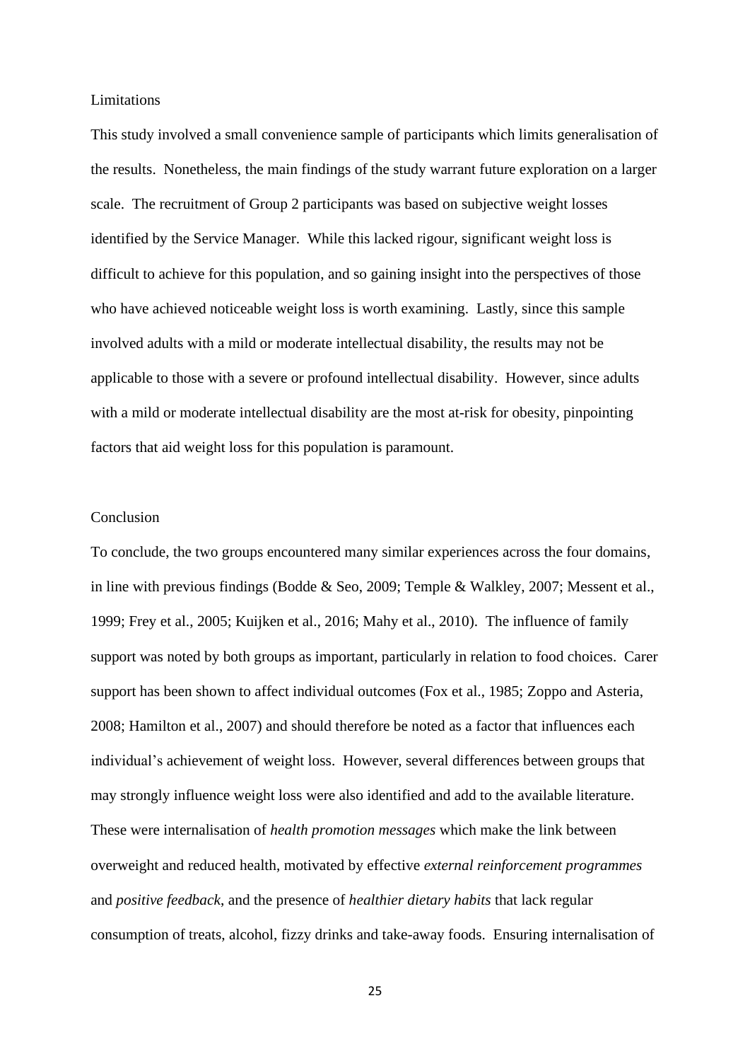## Limitations

This study involved a small convenience sample of participants which limits generalisation of the results. Nonetheless, the main findings of the study warrant future exploration on a larger scale. The recruitment of Group 2 participants was based on subjective weight losses identified by the Service Manager. While this lacked rigour, significant weight loss is difficult to achieve for this population, and so gaining insight into the perspectives of those who have achieved noticeable weight loss is worth examining. Lastly, since this sample involved adults with a mild or moderate intellectual disability, the results may not be applicable to those with a severe or profound intellectual disability. However, since adults with a mild or moderate intellectual disability are the most at-risk for obesity, pinpointing factors that aid weight loss for this population is paramount.

## Conclusion

To conclude, the two groups encountered many similar experiences across the four domains, in line with previous findings (Bodde & Seo, 2009; Temple & Walkley, 2007; Messent et al., 1999; Frey et al., 2005; Kuijken et al., 2016; Mahy et al., 2010). The influence of family support was noted by both groups as important, particularly in relation to food choices. Carer support has been shown to affect individual outcomes (Fox et al., 1985; Zoppo and Asteria, 2008; Hamilton et al., 2007) and should therefore be noted as a factor that influences each individual's achievement of weight loss. However, several differences between groups that may strongly influence weight loss were also identified and add to the available literature. These were internalisation of *health promotion messages* which make the link between overweight and reduced health, motivated by effective *external reinforcement programmes* and *positive feedback*, and the presence of *healthier dietary habits* that lack regular consumption of treats, alcohol, fizzy drinks and take-away foods. Ensuring internalisation of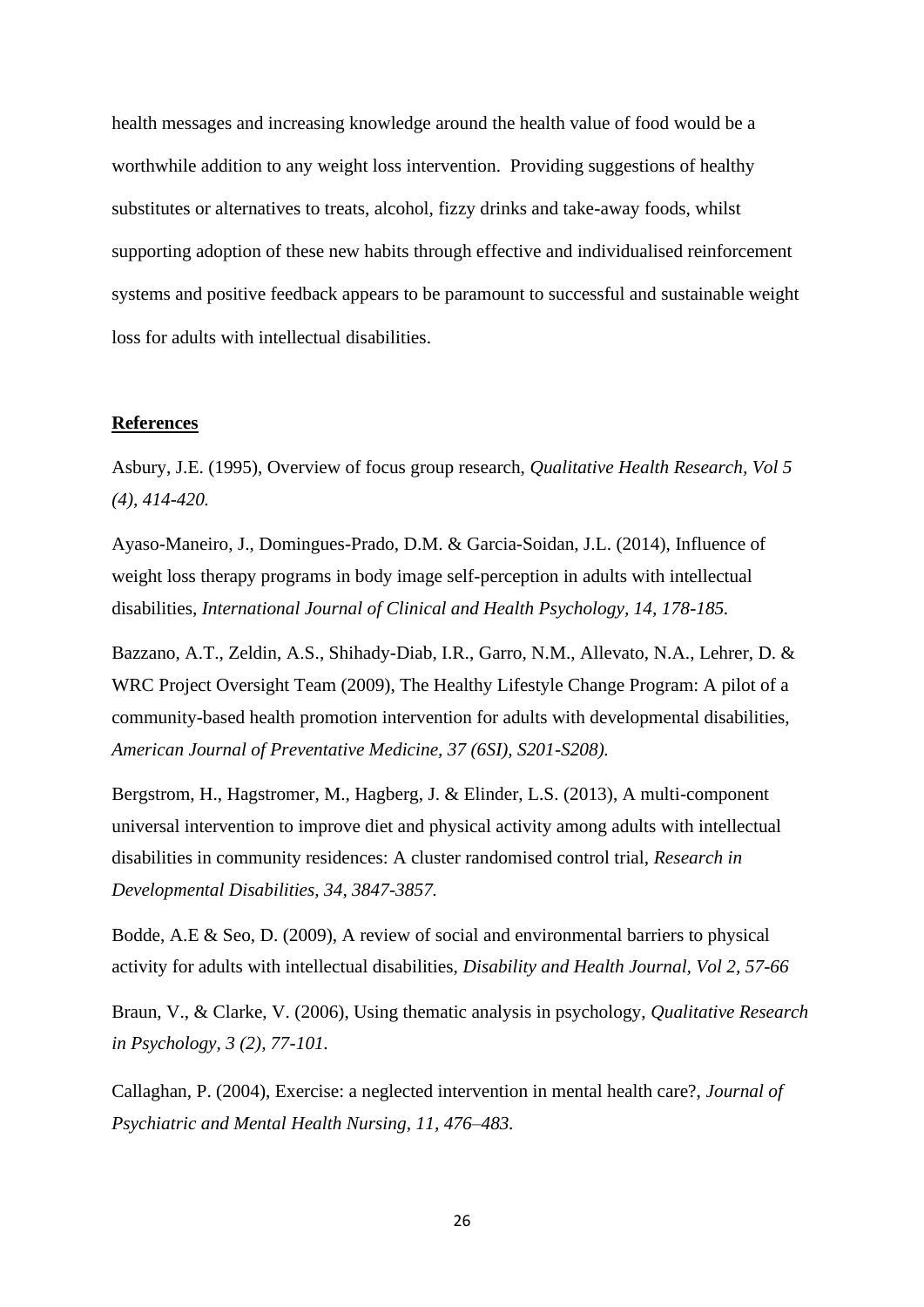health messages and increasing knowledge around the health value of food would be a worthwhile addition to any weight loss intervention. Providing suggestions of healthy substitutes or alternatives to treats, alcohol, fizzy drinks and take-away foods, whilst supporting adoption of these new habits through effective and individualised reinforcement systems and positive feedback appears to be paramount to successful and sustainable weight loss for adults with intellectual disabilities.

**References**

Asbury, J.E. (1995), Overview of focus group research, *Qualitative Health Research, Vol 5 (4), 414-420.*

Ayaso-Maneiro, J., Domingues-Prado, D.M. & Garcia-Soidan, J.L. (2014), Influence of weight loss therapy programs in body image self-perception in adults with intellectual disabilities, *International Journal of Clinical and Health Psychology, 14, 178-185.*

Bazzano, A.T., Zeldin, A.S., Shihady-Diab, I.R., Garro, N.M., Allevato, N.A., Lehrer, D. & WRC Project Oversight Team (2009), The Healthy Lifestyle Change Program: A pilot of a community-based health promotion intervention for adults with developmental disabilities, *American Journal of Preventative Medicine, 37 (6SI), S201-S208).*

Bergstrom, H., Hagstromer, M., Hagberg, J. & Elinder, L.S. (2013), A multi-component universal intervention to improve diet and physical activity among adults with intellectual disabilities in community residences: A cluster randomised control trial, *Research in Developmental Disabilities, 34, 3847-3857.*

Bodde, A.E & Seo, D. (2009), A review of social and environmental barriers to physical activity for adults with intellectual disabilities, *Disability and Health Journal, Vol 2, 57-66*

Braun, V., & Clarke, V. (2006), Using thematic analysis in psychology, *Qualitative Research in Psychology, 3 (2), 77-101.*

Callaghan, P. (2004), Exercise: a neglected intervention in mental health care?, *Journal of Psychiatric and Mental Health Nursing, 11, 476–483.*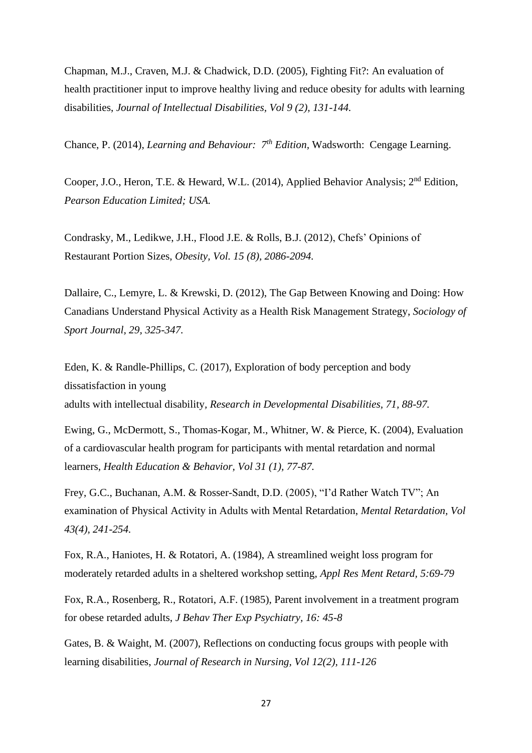Chapman, M.J., Craven, M.J. & Chadwick, D.D. (2005), Fighting Fit?: An evaluation of health practitioner input to improve healthy living and reduce obesity for adults with learning disabilities, *Journal of Intellectual Disabilities, Vol 9 (2), 131-144.*

Chance, P. (2014), *Learning and Behaviour: 7th Edition*, Wadsworth: Cengage Learning.

Cooper, J.O., Heron, T.E. & Heward, W.L. (2014), Applied Behavior Analysis; 2nd Edition, *Pearson Education Limited; USA.*

Condrasky, M., Ledikwe, J.H., Flood J.E. & Rolls, B.J. (2012), Chefs' Opinions of Restaurant Portion Sizes, *Obesity, Vol. 15 (8), 2086-2094.*

Dallaire, C., Lemyre, L. & Krewski, D. (2012), The Gap Between Knowing and Doing: How Canadians Understand Physical Activity as a Health Risk Management Strategy, *Sociology of Sport Journal, 29, 325-347.*

Eden, K. & Randle-Phillips, C. (2017), Exploration of body perception and body dissatisfaction in young
adults with intellectual disability, *Research in Developmental Disabilities, 71, 88-97.*

Ewing, G., McDermott, S., Thomas-Kogar, M., Whitner, W. & Pierce, K. (2004), Evaluation of a cardiovascular health program for participants with mental retardation and normal learners, *Health Education & Behavior, Vol 31 (1), 77-87.*

Frey, G.C., Buchanan, A.M. & Rosser-Sandt, D.D. (2005), "I'd Rather Watch TV"; An examination of Physical Activity in Adults with Mental Retardation, *Mental Retardation, Vol 43(4), 241-254.*

Fox, R.A., Haniotes, H. & Rotatori, A. (1984), A streamlined weight loss program for moderately retarded adults in a sheltered workshop setting, *Appl Res Ment Retard, 5:69-79*

Fox, R.A., Rosenberg, R., Rotatori, A.F. (1985), Parent involvement in a treatment program for obese retarded adults, *J Behav Ther Exp Psychiatry, 16: 45-8*

Gates, B. & Waight, M. (2007), Reflections on conducting focus groups with people with learning disabilities, *Journal of Research in Nursing, Vol 12(2), 111-126*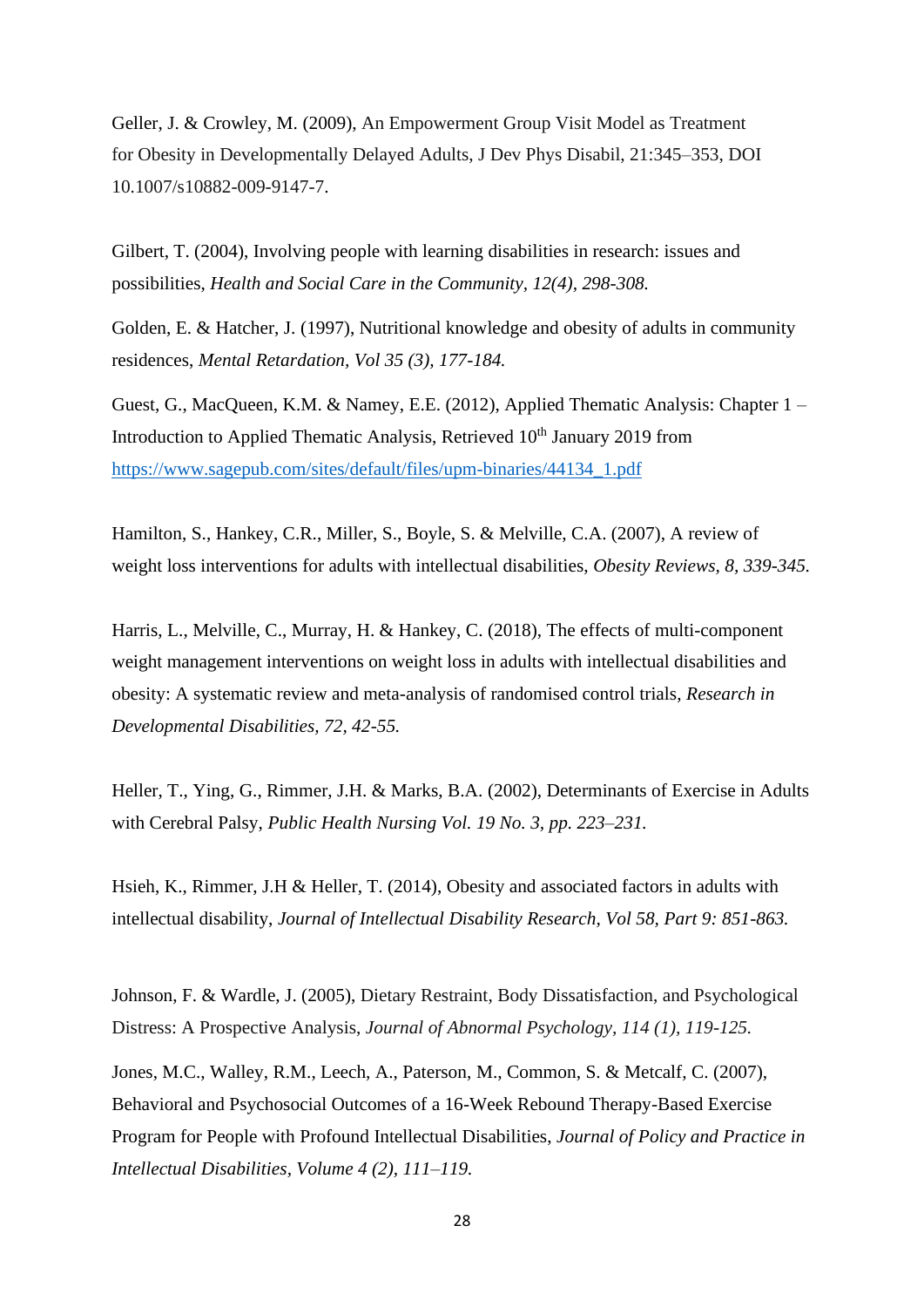Geller, J. & Crowley, M. (2009), An Empowerment Group Visit Model as Treatment for Obesity in Developmentally Delayed Adults, J Dev Phys Disabil, 21:345–353, DOI 10.1007/s10882-009-9147-7.

Gilbert, T. (2004), Involving people with learning disabilities in research: issues and possibilities, *Health and Social Care in the Community, 12(4), 298-308.*

Golden, E. & Hatcher, J. (1997), Nutritional knowledge and obesity of adults in community residences, *Mental Retardation, Vol 35 (3), 177-184.*

Guest, G., MacQueen, K.M. & Namey, E.E. (2012), Applied Thematic Analysis: Chapter 1 – Introduction to Applied Thematic Analysis, Retrieved 10th January 2019 from https://www.sagepub.com/sites/default/files/upm-binaries/44134_1.pdf

Hamilton, S., Hankey, C.R., Miller, S., Boyle, S. & Melville, C.A. (2007), A review of weight loss interventions for adults with intellectual disabilities, *Obesity Reviews, 8, 339-345.*

Harris, L., Melville, C., Murray, H. & Hankey, C. (2018), The effects of multi-component weight management interventions on weight loss in adults with intellectual disabilities and obesity: A systematic review and meta-analysis of randomised control trials, *Research in Developmental Disabilities, 72, 42-55.*

Heller, T., Ying, G., Rimmer, J.H. & Marks, B.A. (2002), Determinants of Exercise in Adults with Cerebral Palsy, *Public Health Nursing Vol. 19 No. 3, pp. 223–231.*

Hsieh, K., Rimmer, J.H & Heller, T. (2014), Obesity and associated factors in adults with intellectual disability, *Journal of Intellectual Disability Research, Vol 58, Part 9: 851-863.*

Johnson, F. & Wardle, J. (2005), Dietary Restraint, Body Dissatisfaction, and Psychological Distress: A Prospective Analysis, *Journal of Abnormal Psychology, 114 (1), 119-125.*

Jones, M.C., Walley, R.M., Leech, A., Paterson, M., Common, S. & Metcalf, C. (2007), Behavioral and Psychosocial Outcomes of a 16-Week Rebound Therapy-Based Exercise Program for People with Profound Intellectual Disabilities, *Journal of Policy and Practice in Intellectual Disabilities, Volume 4 (2), 111–119.*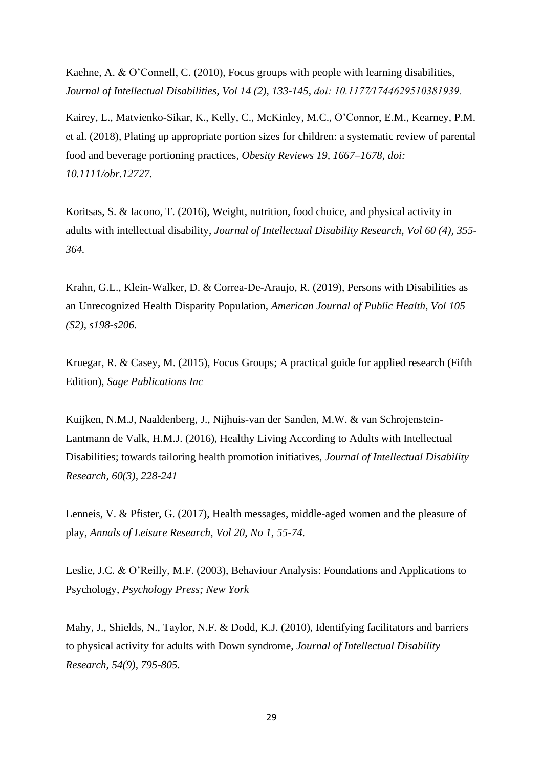Kaehne, A. & O'Connell, C. (2010), Focus groups with people with learning disabilities, *Journal of Intellectual Disabilities, Vol 14 (2), 133-145, doi: 10.1177/1744629510381939.*

Kairey, L., Matvienko-Sikar, K., Kelly, C., McKinley, M.C., O'Connor, E.M., Kearney, P.M. et al. (2018), Plating up appropriate portion sizes for children: a systematic review of parental food and beverage portioning practices, *Obesity Reviews 19, 1667–1678, doi: 10.1111/obr.12727.*

Koritsas, S. & Iacono, T. (2016), Weight, nutrition, food choice, and physical activity in adults with intellectual disability, *Journal of Intellectual Disability Research, Vol 60 (4), 355-364.*

Krahn, G.L., Klein-Walker, D. & Correa-De-Araujo, R. (2019), Persons with Disabilities as an Unrecognized Health Disparity Population, *American Journal of Public Health, Vol 105 (S2), s198-s206.*

Kruegar, R. & Casey, M. (2015), Focus Groups; A practical guide for applied research (Fifth Edition), *Sage Publications Inc*

Kuijken, N.M.J, Naaldenberg, J., Nijhuis-van der Sanden, M.W. & van Schrojenstein-Lantmann de Valk, H.M.J. (2016), Healthy Living According to Adults with Intellectual Disabilities; towards tailoring health promotion initiatives, *Journal of Intellectual Disability Research, 60(3), 228-241*

Lenneis, V. & Pfister, G. (2017), Health messages, middle-aged women and the pleasure of play, *Annals of Leisure Research, Vol 20, No 1, 55-74.*

Leslie, J.C. & O'Reilly, M.F. (2003), Behaviour Analysis: Foundations and Applications to Psychology, *Psychology Press; New York*

Mahy, J., Shields, N., Taylor, N.F. & Dodd, K.J. (2010), Identifying facilitators and barriers to physical activity for adults with Down syndrome, *Journal of Intellectual Disability Research, 54(9), 795-805*.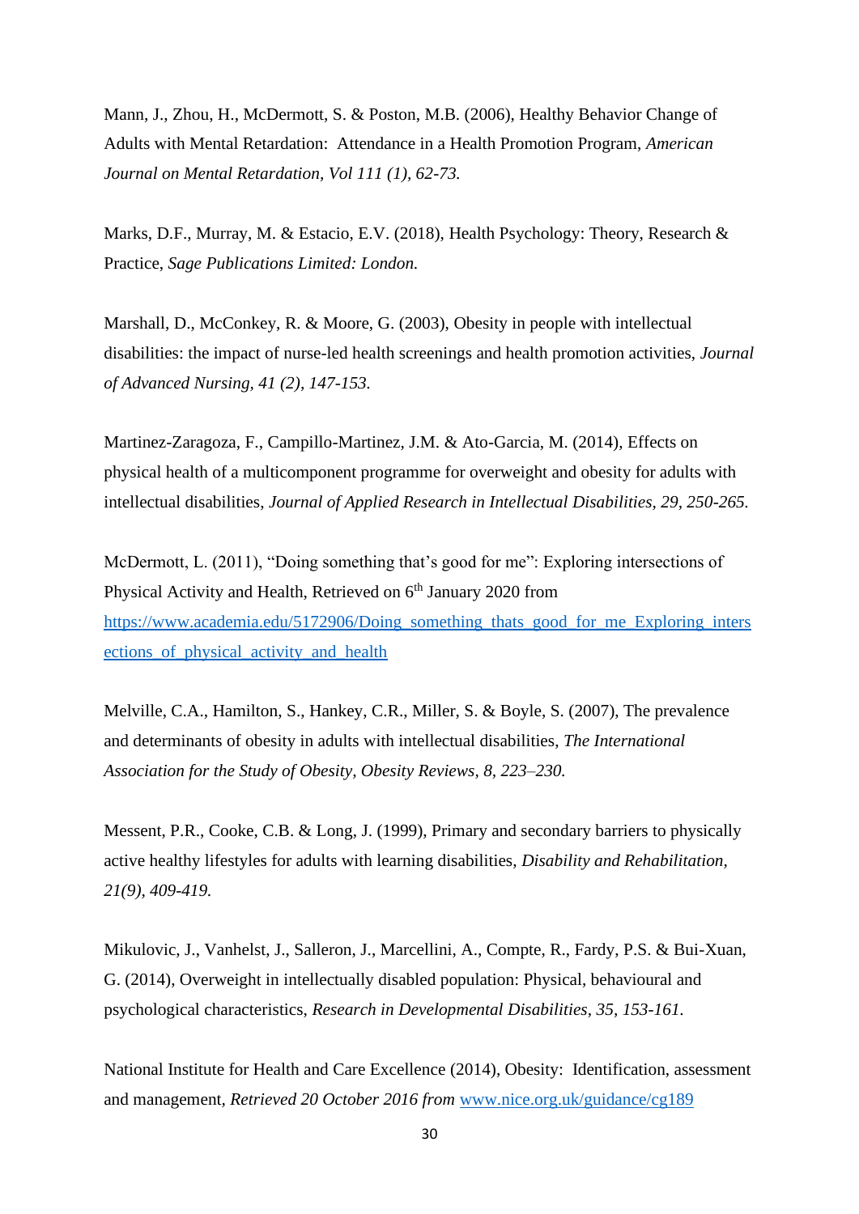Mann, J., Zhou, H., McDermott, S. & Poston, M.B. (2006), Healthy Behavior Change of Adults with Mental Retardation: Attendance in a Health Promotion Program, *American Journal on Mental Retardation, Vol 111 (1), 62-73.*

Marks, D.F., Murray, M. & Estacio, E.V. (2018), Health Psychology: Theory, Research & Practice, *Sage Publications Limited: London.*

Marshall, D., McConkey, R. & Moore, G. (2003), Obesity in people with intellectual disabilities: the impact of nurse-led health screenings and health promotion activities, *Journal of Advanced Nursing, 41 (2), 147-153.*

Martinez-Zaragoza, F., Campillo-Martinez, J.M. & Ato-Garcia, M. (2014), Effects on physical health of a multicomponent programme for overweight and obesity for adults with intellectual disabilities, *Journal of Applied Research in Intellectual Disabilities, 29, 250-265.*

McDermott, L. (2011), "Doing something that's good for me": Exploring intersections of Physical Activity and Health, Retrieved on 6th January 2020 from [https://www.academia.edu/5172906/Doing_something_thats_good_for_me_Exploring_intersections_of_physical_activity_and_health](https://www.academia.edu/5172906/Doing_something_thats_good_for_me_Exploring_intersections_of_physical_activity_and_health)

Melville, C.A., Hamilton, S., Hankey, C.R., Miller, S. & Boyle, S. (2007), The prevalence and determinants of obesity in adults with intellectual disabilities, *The International Association for the Study of Obesity, Obesity Reviews, 8, 223–230.*

Messent, P.R., Cooke, C.B. & Long, J. (1999), Primary and secondary barriers to physically active healthy lifestyles for adults with learning disabilities, *Disability and Rehabilitation, 21(9), 409-419.*

Mikulovic, J., Vanhelst, J., Salleron, J., Marcellini, A., Compte, R., Fardy, P.S. & Bui-Xuan, G. (2014), Overweight in intellectually disabled population: Physical, behavioural and psychological characteristics, *Research in Developmental Disabilities, 35, 153-161.*

National Institute for Health and Care Excellence (2014), Obesity: Identification, assessment and management, *Retrieved 20 October 2016 from* [www.nice.org.uk/guidance/cg189](www.nice.org.uk/guidance/cg189)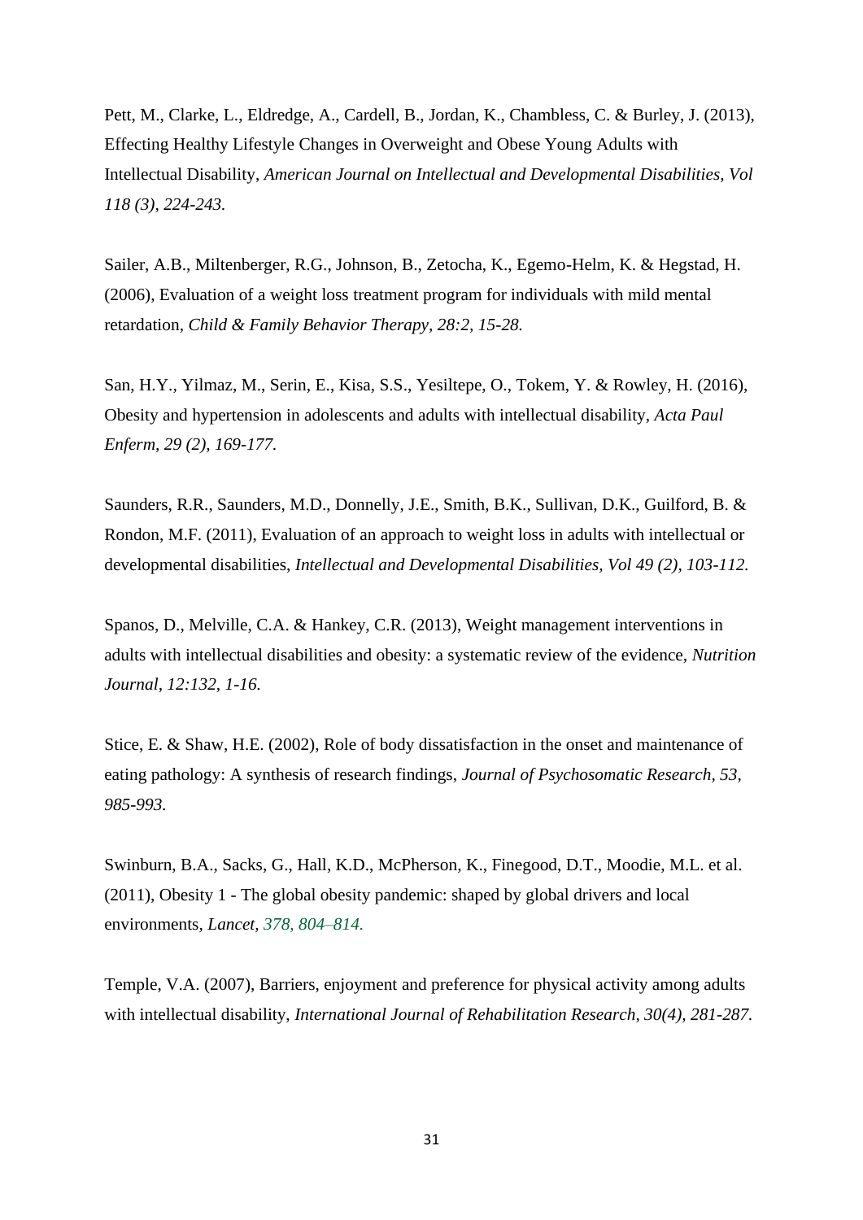Pett, M., Clarke, L., Eldredge, A., Cardell, B., Jordan, K., Chambless, C. & Burley, J. (2013), Effecting Healthy Lifestyle Changes in Overweight and Obese Young Adults with Intellectual Disability, *American Journal on Intellectual and Developmental Disabilities, Vol 118 (3), 224-243.*

Sailer, A.B., Miltenberger, R.G., Johnson, B., Zetocha, K., Egemo-Helm, K. & Hegstad, H. (2006), Evaluation of a weight loss treatment program for individuals with mild mental retardation, *Child & Family Behavior Therapy, 28:2, 15-28.*

San, H.Y., Yilmaz, M., Serin, E., Kisa, S.S., Yesiltepe, O., Tokem, Y. & Rowley, H. (2016), Obesity and hypertension in adolescents and adults with intellectual disability, *Acta Paul Enferm, 29 (2), 169-177.*

Saunders, R.R., Saunders, M.D., Donnelly, J.E., Smith, B.K., Sullivan, D.K., Guilford, B. & Rondon, M.F. (2011), Evaluation of an approach to weight loss in adults with intellectual or developmental disabilities, *Intellectual and Developmental Disabilities, Vol 49 (2), 103-112.*

Spanos, D., Melville, C.A. & Hankey, C.R. (2013), Weight management interventions in adults with intellectual disabilities and obesity: a systematic review of the evidence, *Nutrition Journal, 12:132, 1-16.*

Stice, E. & Shaw, H.E. (2002), Role of body dissatisfaction in the onset and maintenance of eating pathology: A synthesis of research findings, *Journal of Psychosomatic Research, 53, 985-993.*

Swinburn, B.A., Sacks, G., Hall, K.D., McPherson, K., Finegood, D.T., Moodie, M.L. et al. (2011), Obesity 1 - The global obesity pandemic: shaped by global drivers and local environments, *Lancet, 378, 804–814.*

Temple, V.A. (2007), Barriers, enjoyment and preference for physical activity among adults with intellectual disability, *International Journal of Rehabilitation Research, 30(4), 281-287.*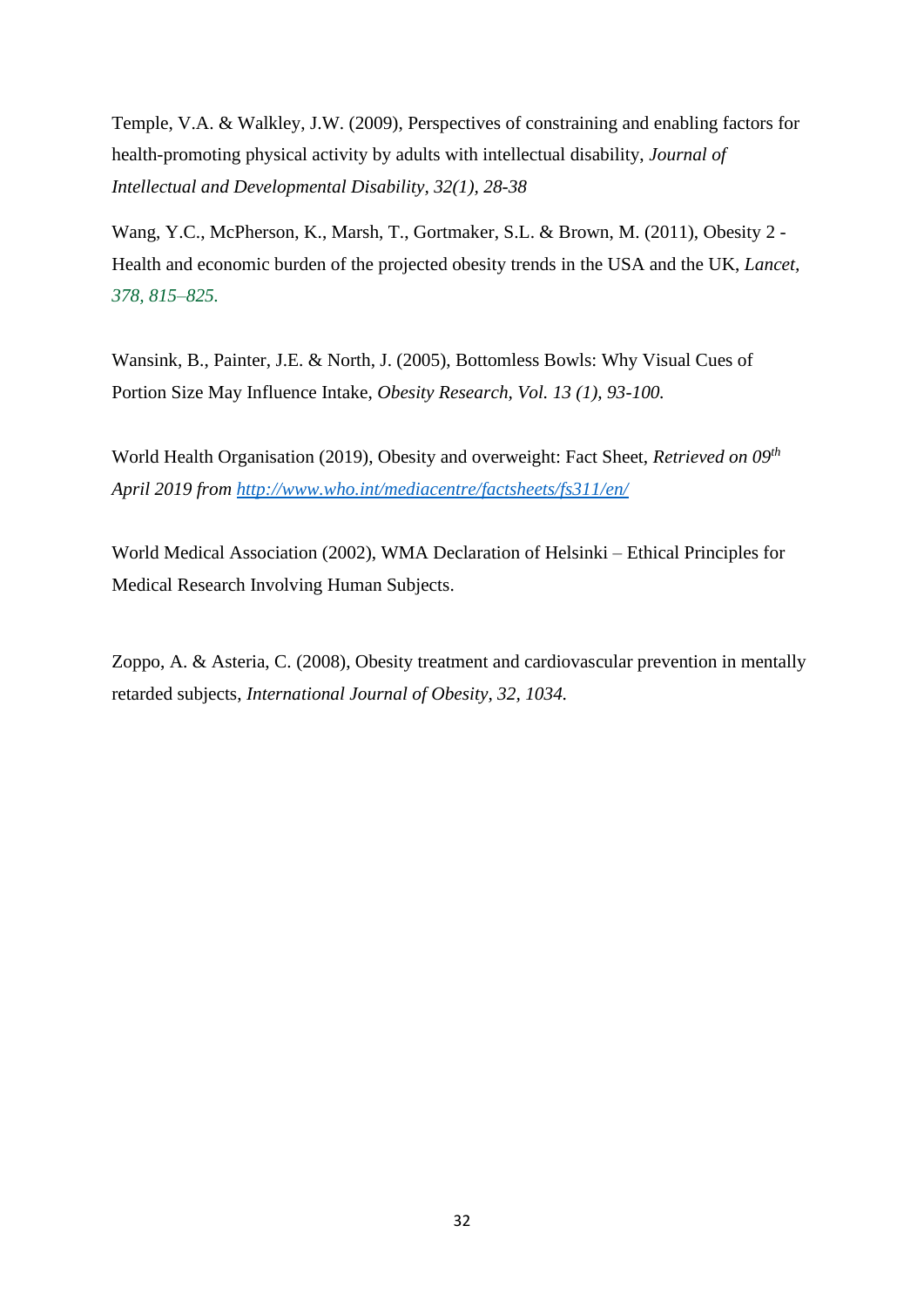Temple, V.A. & Walkley, J.W. (2009), Perspectives of constraining and enabling factors for health-promoting physical activity by adults with intellectual disability, *Journal of Intellectual and Developmental Disability, 32(1), 28-38*

Wang, Y.C., McPherson, K., Marsh, T., Gortmaker, S.L. & Brown, M. (2011), Obesity 2 - Health and economic burden of the projected obesity trends in the USA and the UK, *Lancet, 378, 815–825.*

Wansink, B., Painter, J.E. & North, J. (2005), Bottomless Bowls: Why Visual Cues of Portion Size May Influence Intake, *Obesity Research, Vol. 13 (1), 93-100.*

World Health Organisation (2019), Obesity and overweight: Fact Sheet, *Retrieved on 09th April 2019 from [http://www.who.int/mediacentre/factsheets/fs311/en/](http://www.who.int/mediacentre/factsheets/fs311/en/)*

World Medical Association (2002), WMA Declaration of Helsinki – Ethical Principles for Medical Research Involving Human Subjects.

Zoppo, A. & Asteria, C. (2008), Obesity treatment and cardiovascular prevention in mentally retarded subjects, *International Journal of Obesity, 32, 1034.*